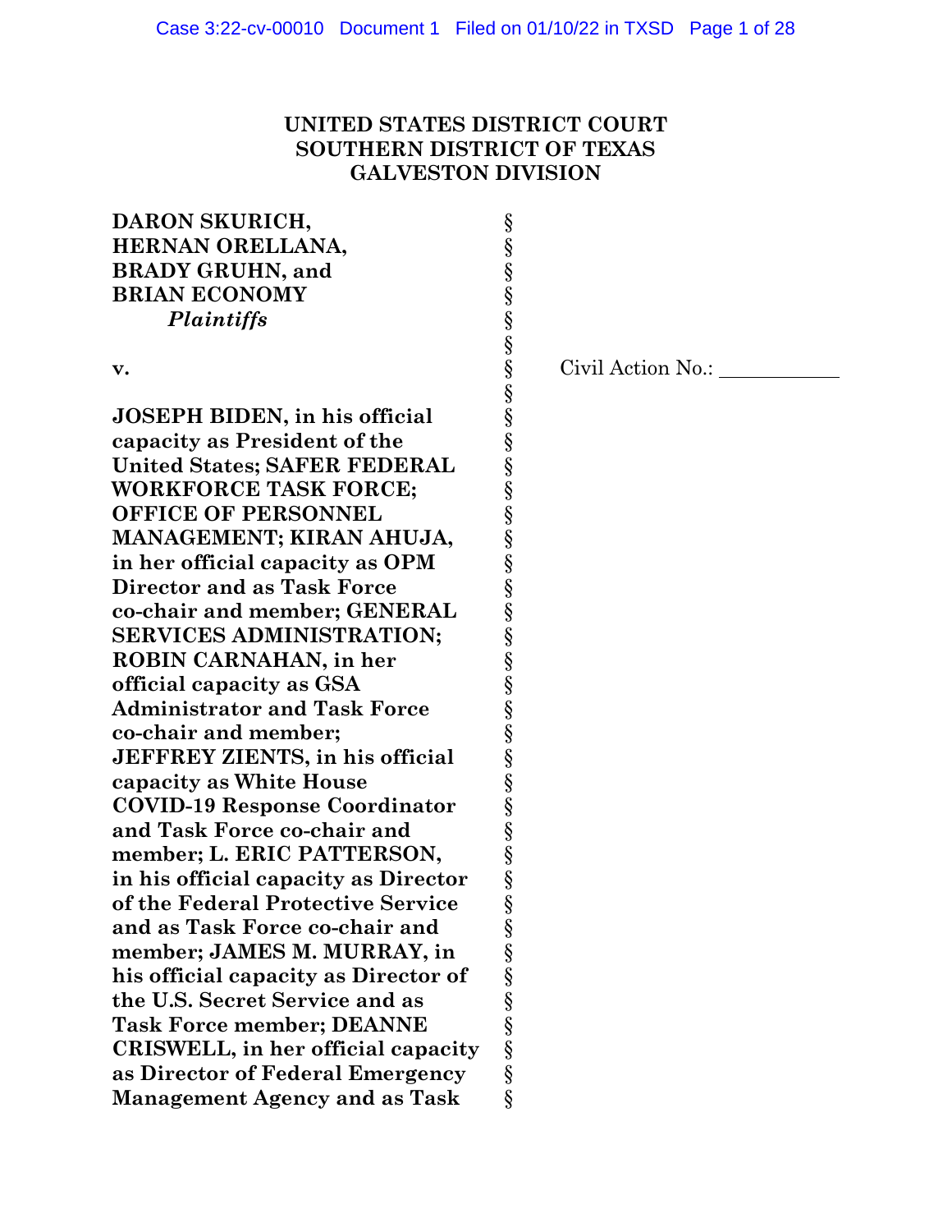**UNITED STATES DISTRICT COURT**
**SOUTHERN DISTRICT OF TEXAS**
**GALVESTON DIVISION**

| | | |
|---|---|---|
| **DARON SKURICH,**<br>**HERNAN ORELLANA,**<br>**BRADY GRUHN, and**<br>**BRIAN ECONOMY**<br>***Plaintiffs*** | § | |
| **v.** | § | Civil Action No.: ___________ |
| **JOSEPH BIDEN, in his official capacity as President of the United States; SAFER FEDERAL WORKFORCE TASK FORCE; OFFICE OF PERSONNEL MANAGEMENT; KIRAN AHUJA, in her official capacity as OPM Director and as Task Force co-chair and member; GENERAL SERVICES ADMINISTRATION; ROBIN CARNAHAN, in her official capacity as GSA Administrator and Task Force co-chair and member; JEFFREY ZIENTS, in his official capacity as White House COVID-19 Response Coordinator and Task Force co-chair and member; L. ERIC PATTERSON, in his official capacity as Director of the Federal Protective Service and as Task Force co-chair and member; JAMES M. MURRAY, in his official capacity as Director of the U.S. Secret Service and as Task Force member; DEANNE CRISWELL, in her official capacity as Director of Federal Emergency Management Agency and as Task** | § | |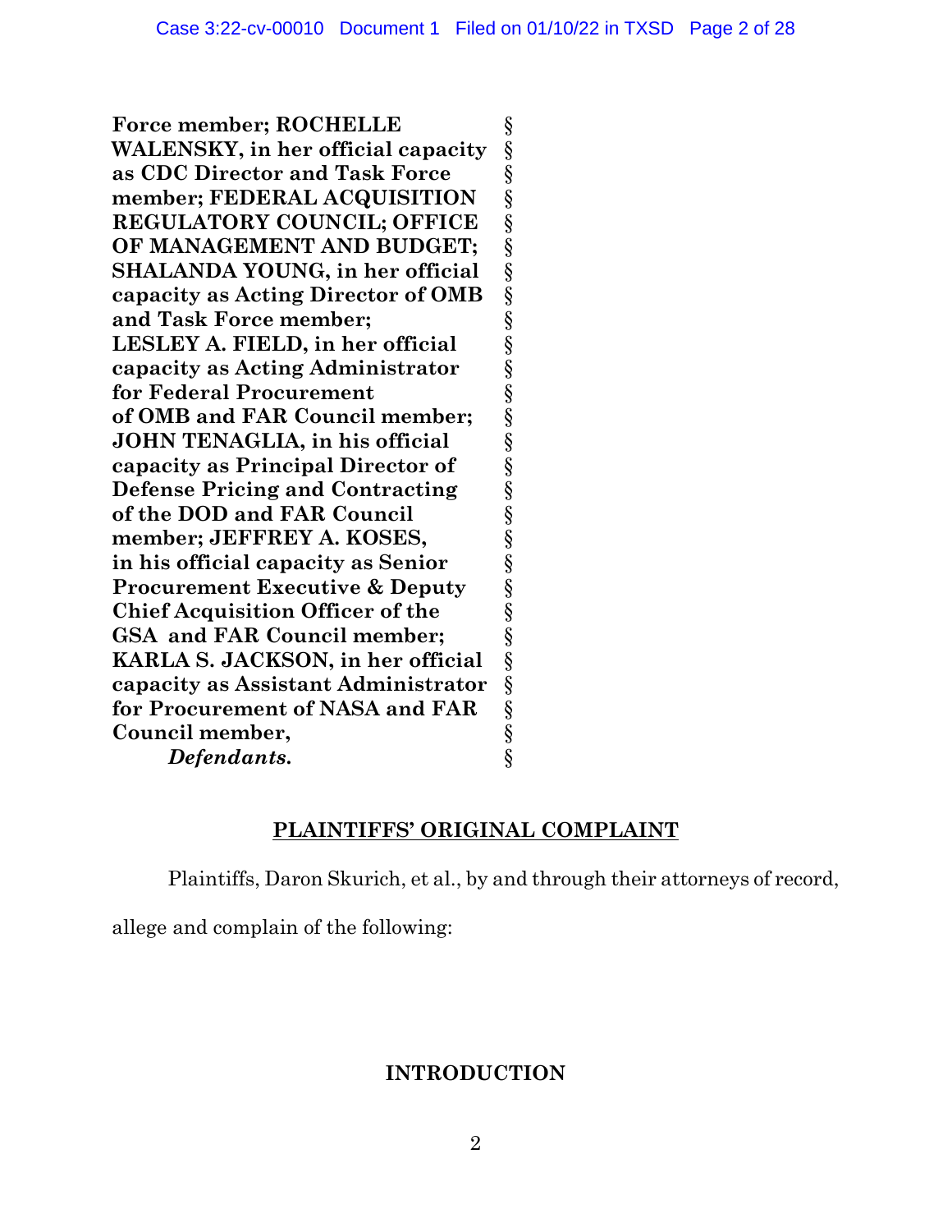**Force member; ROCHELLE WALENSKY, in her official capacity as CDC Director and Task Force member; FEDERAL ACQUISITION REGULATORY COUNCIL; OFFICE OF MANAGEMENT AND BUDGET; SHALANDA YOUNG, in her official capacity as Acting Director of OMB and Task Force member; LESLEY A. FIELD, in her official capacity as Acting Administrator for Federal Procurement of OMB and FAR Council member; JOHN TENAGLIA, in his official capacity as Principal Director of Defense Pricing and Contracting of the DOD and FAR Council member; JEFFREY A. KOSES, in his official capacity as Senior Procurement Executive & Deputy Chief Acquisition Officer of the GSA and FAR Council member; KARLA S. JACKSON, in her official capacity as Assistant Administrator for Procurement of NASA and FAR Council member,**

***Defendants.***

## PLAINTIFFS' ORIGINAL COMPLAINT

Plaintiffs, Daron Skurich, et al., by and through their attorneys of record, allege and complain of the following:

## INTRODUCTION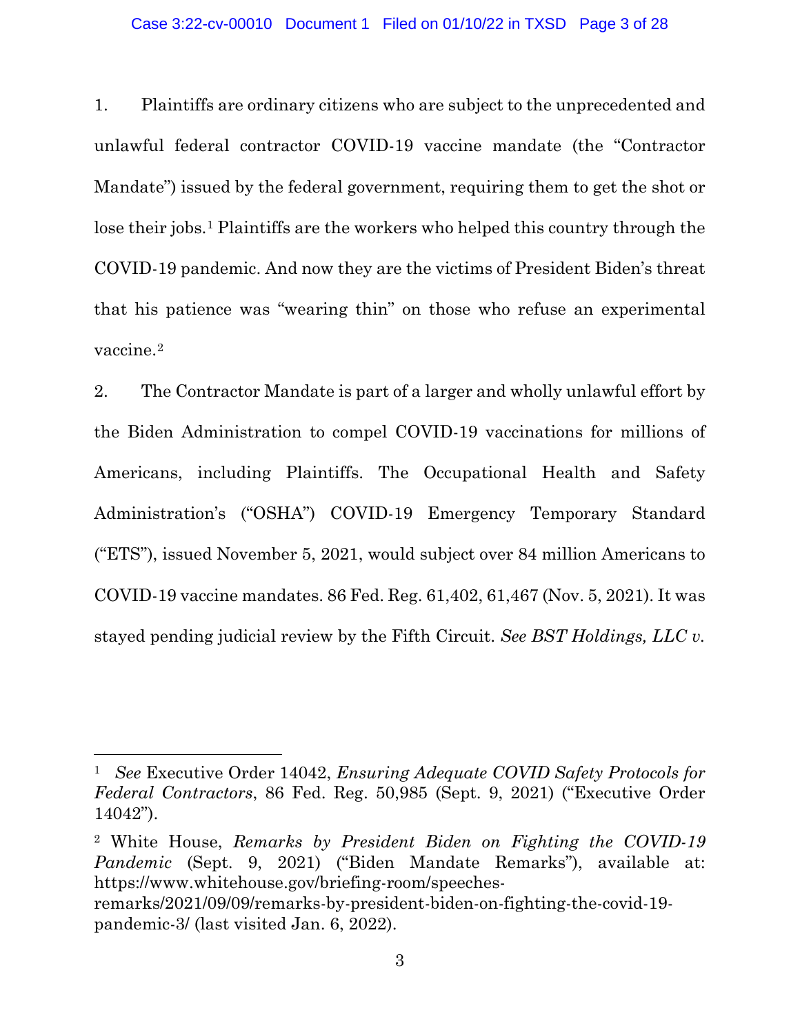1. Plaintiffs are ordinary citizens who are subject to the unprecedented and unlawful federal contractor COVID-19 vaccine mandate (the "Contractor Mandate") issued by the federal government, requiring them to get the shot or lose their jobs.[1] Plaintiffs are the workers who helped this country through the COVID-19 pandemic. And now they are the victims of President Biden's threat that his patience was "wearing thin" on those who refuse an experimental vaccine.[2]

2. The Contractor Mandate is part of a larger and wholly unlawful effort by the Biden Administration to compel COVID-19 vaccinations for millions of Americans, including Plaintiffs. The Occupational Health and Safety Administration's ("OSHA") COVID-19 Emergency Temporary Standard ("ETS"), issued November 5, 2021, would subject over 84 million Americans to COVID-19 vaccine mandates. 86 Fed. Reg. 61,402, 61,467 (Nov. 5, 2021). It was stayed pending judicial review by the Fifth Circuit. *See BST Holdings, LLC v.*

---

[1] *See* Executive Order 14042, *Ensuring Adequate COVID Safety Protocols for Federal Contractors*, 86 Fed. Reg. 50,985 (Sept. 9, 2021) ("Executive Order 14042").

[2] White House, *Remarks by President Biden on Fighting the COVID-19 Pandemic* (Sept. 9, 2021) ("Biden Mandate Remarks"), available at: https://www.whitehouse.gov/briefing-room/speeches-remarks/2021/09/09/remarks-by-president-biden-on-fighting-the-covid-19-pandemic-3/ (last visited Jan. 6, 2022).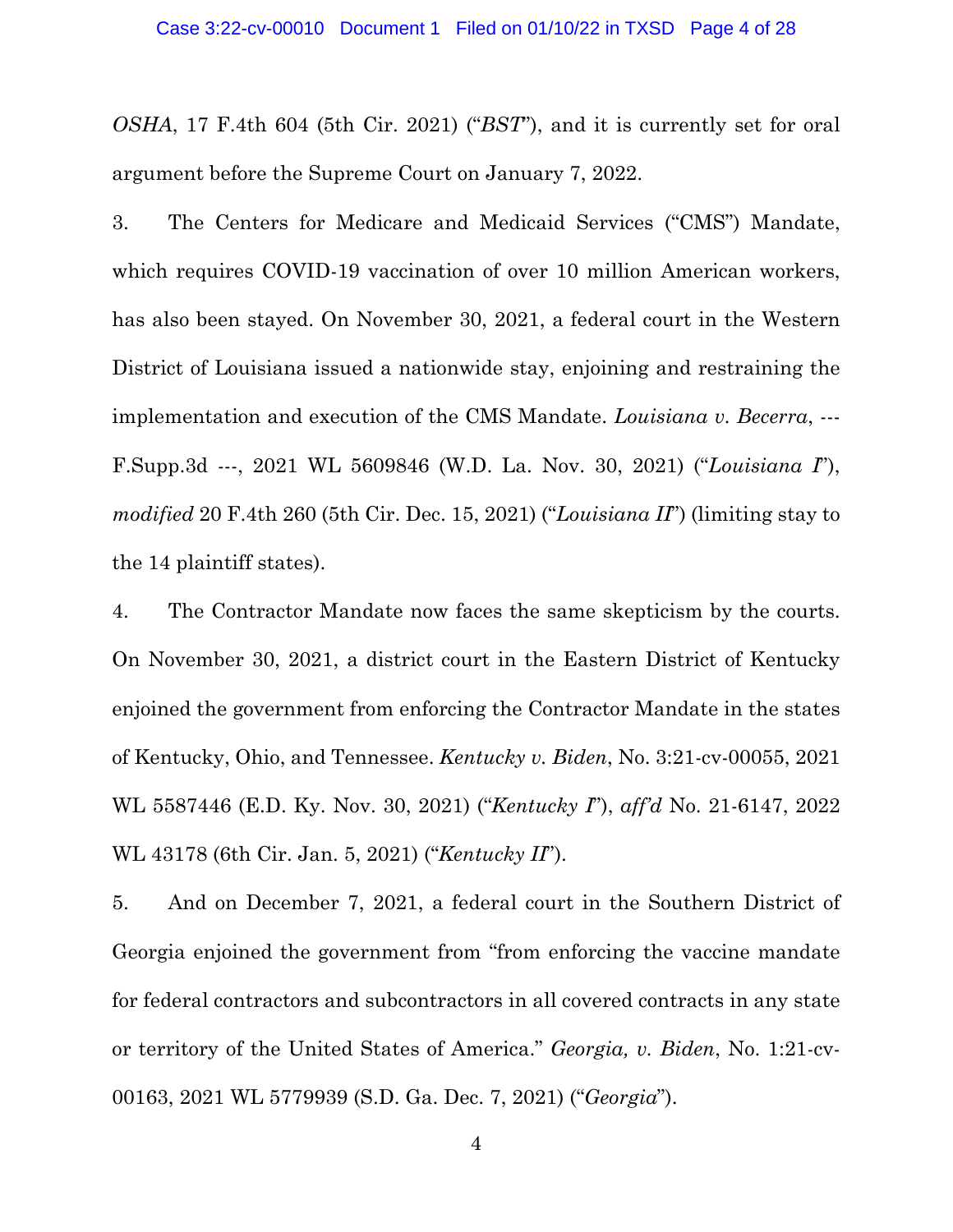*OSHA*, 17 F.4th 604 (5th Cir. 2021) ("*BST*"), and it is currently set for oral argument before the Supreme Court on January 7, 2022.

3. The Centers for Medicare and Medicaid Services ("CMS") Mandate, which requires COVID-19 vaccination of over 10 million American workers, has also been stayed. On November 30, 2021, a federal court in the Western District of Louisiana issued a nationwide stay, enjoining and restraining the implementation and execution of the CMS Mandate. *Louisiana v. Becerra*, --- F.Supp.3d ---, 2021 WL 5609846 (W.D. La. Nov. 30, 2021) ("*Louisiana I*"), *modified* 20 F.4th 260 (5th Cir. Dec. 15, 2021) ("*Louisiana II*") (limiting stay to the 14 plaintiff states).

4. The Contractor Mandate now faces the same skepticism by the courts. On November 30, 2021, a district court in the Eastern District of Kentucky enjoined the government from enforcing the Contractor Mandate in the states of Kentucky, Ohio, and Tennessee. *Kentucky v. Biden*, No. 3:21-cv-00055, 2021 WL 5587446 (E.D. Ky. Nov. 30, 2021) ("*Kentucky I*"), *aff'd* No. 21-6147, 2022 WL 43178 (6th Cir. Jan. 5, 2021) ("*Kentucky II*").

5. And on December 7, 2021, a federal court in the Southern District of Georgia enjoined the government from "from enforcing the vaccine mandate for federal contractors and subcontractors in all covered contracts in any state or territory of the United States of America." *Georgia, v. Biden*, No. 1:21-cv-00163, 2021 WL 5779939 (S.D. Ga. Dec. 7, 2021) ("*Georgia*").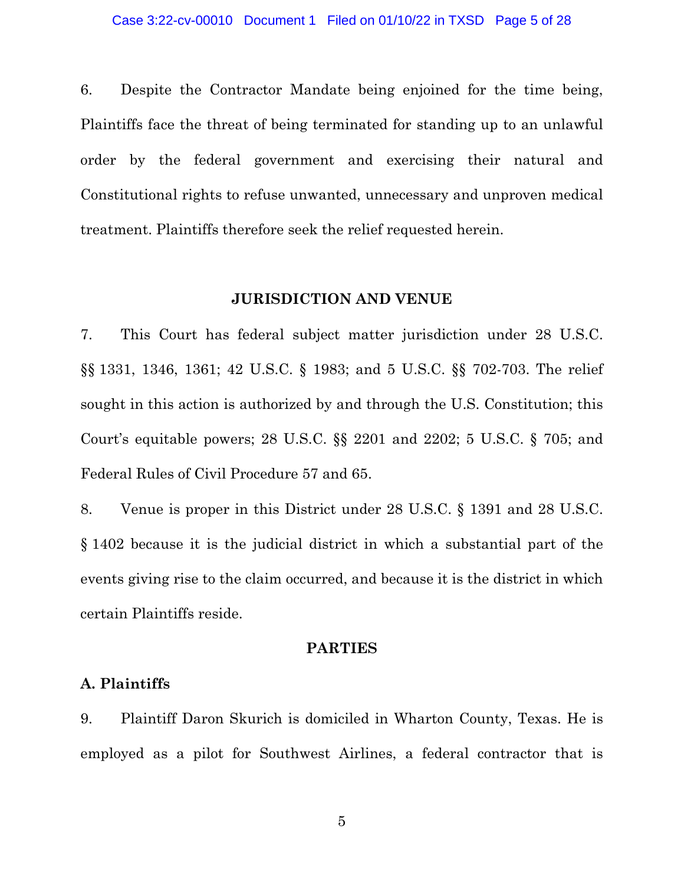6. Despite the Contractor Mandate being enjoined for the time being, Plaintiffs face the threat of being terminated for standing up to an unlawful order by the federal government and exercising their natural and Constitutional rights to refuse unwanted, unnecessary and unproven medical treatment. Plaintiffs therefore seek the relief requested herein.

## JURISDICTION AND VENUE

7. This Court has federal subject matter jurisdiction under 28 U.S.C. §§ 1331, 1346, 1361; 42 U.S.C. § 1983; and 5 U.S.C. §§ 702-703. The relief sought in this action is authorized by and through the U.S. Constitution; this Court's equitable powers; 28 U.S.C. §§ 2201 and 2202; 5 U.S.C. § 705; and Federal Rules of Civil Procedure 57 and 65.

8. Venue is proper in this District under 28 U.S.C. § 1391 and 28 U.S.C. § 1402 because it is the judicial district in which a substantial part of the events giving rise to the claim occurred, and because it is the district in which certain Plaintiffs reside.

## PARTIES

### A. Plaintiffs

9. Plaintiff Daron Skurich is domiciled in Wharton County, Texas. He is employed as a pilot for Southwest Airlines, a federal contractor that is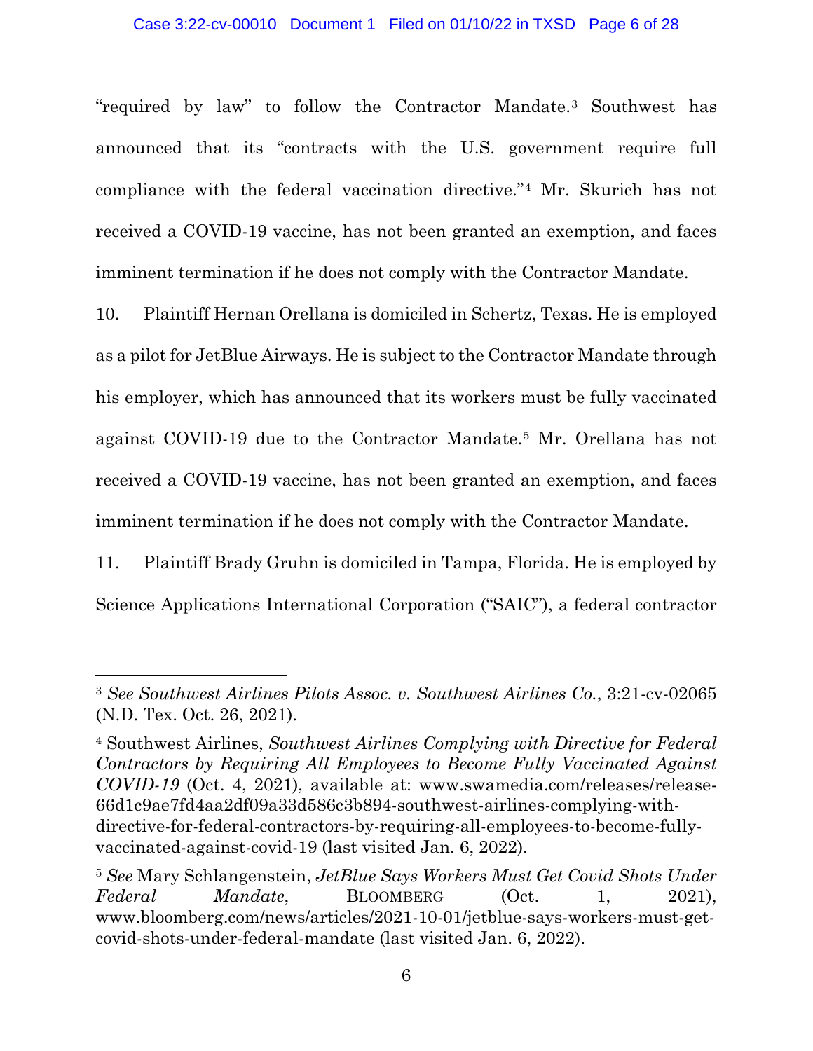"required by law" to follow the Contractor Mandate.[3] Southwest has announced that its "contracts with the U.S. government require full compliance with the federal vaccination directive."[4] Mr. Skurich has not received a COVID-19 vaccine, has not been granted an exemption, and faces imminent termination if he does not comply with the Contractor Mandate.

10. Plaintiff Hernan Orellana is domiciled in Schertz, Texas. He is employed as a pilot for JetBlue Airways. He is subject to the Contractor Mandate through his employer, which has announced that its workers must be fully vaccinated against COVID-19 due to the Contractor Mandate.[5] Mr. Orellana has not received a COVID-19 vaccine, has not been granted an exemption, and faces imminent termination if he does not comply with the Contractor Mandate.

11. Plaintiff Brady Gruhn is domiciled in Tampa, Florida. He is employed by Science Applications International Corporation ("SAIC"), a federal contractor

---

[3] *See Southwest Airlines Pilots Assoc. v. Southwest Airlines Co.*, 3:21-cv-02065 (N.D. Tex. Oct. 26, 2021).

[4] Southwest Airlines, *Southwest Airlines Complying with Directive for Federal Contractors by Requiring All Employees to Become Fully Vaccinated Against COVID-19* (Oct. 4, 2021), available at: www.swamedia.com/releases/release-66d1c9ae7fd4aa2df09a33d586c3b894-southwest-airlines-complying-with-directive-for-federal-contractors-by-requiring-all-employees-to-become-fully-vaccinated-against-covid-19 (last visited Jan. 6, 2022).

[5] *See* Mary Schlangenstein, *JetBlue Says Workers Must Get Covid Shots Under Federal Mandate*, BLOOMBERG (Oct. 1, 2021), www.bloomberg.com/news/articles/2021-10-01/jetblue-says-workers-must-get-covid-shots-under-federal-mandate (last visited Jan. 6, 2022).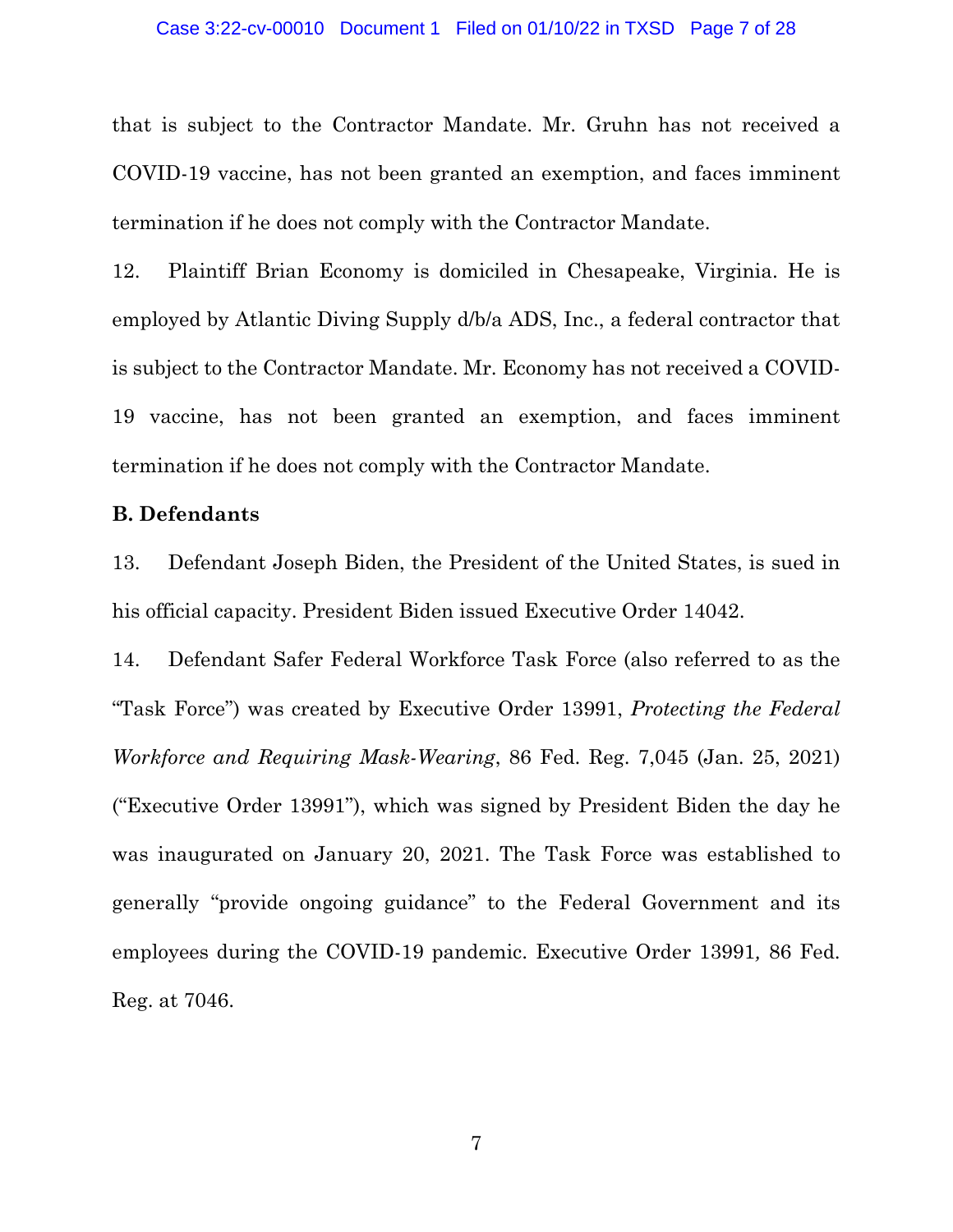that is subject to the Contractor Mandate. Mr. Gruhn has not received a COVID-19 vaccine, has not been granted an exemption, and faces imminent termination if he does not comply with the Contractor Mandate.

12. Plaintiff Brian Economy is domiciled in Chesapeake, Virginia. He is employed by Atlantic Diving Supply d/b/a ADS, Inc., a federal contractor that is subject to the Contractor Mandate. Mr. Economy has not received a COVID-19 vaccine, has not been granted an exemption, and faces imminent termination if he does not comply with the Contractor Mandate.

**B. Defendants**

13. Defendant Joseph Biden, the President of the United States, is sued in his official capacity. President Biden issued Executive Order 14042.

14. Defendant Safer Federal Workforce Task Force (also referred to as the "Task Force") was created by Executive Order 13991, *Protecting the Federal Workforce and Requiring Mask-Wearing*, 86 Fed. Reg. 7,045 (Jan. 25, 2021) ("Executive Order 13991"), which was signed by President Biden the day he was inaugurated on January 20, 2021. The Task Force was established to generally "provide ongoing guidance" to the Federal Government and its employees during the COVID-19 pandemic. Executive Order 13991, 86 Fed. Reg. at 7046.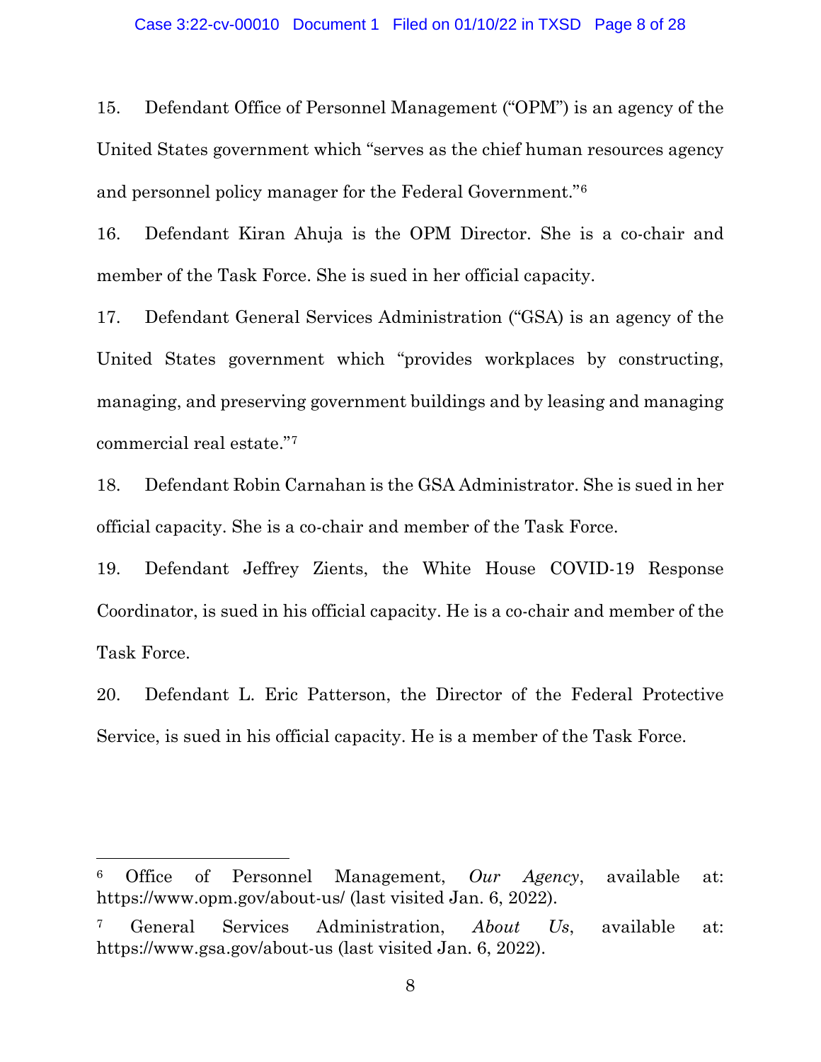15. Defendant Office of Personnel Management ("OPM") is an agency of the United States government which "serves as the chief human resources agency and personnel policy manager for the Federal Government."[6]

16. Defendant Kiran Ahuja is the OPM Director. She is a co-chair and member of the Task Force. She is sued in her official capacity.

17. Defendant General Services Administration ("GSA) is an agency of the United States government which "provides workplaces by constructing, managing, and preserving government buildings and by leasing and managing commercial real estate."[7]

18. Defendant Robin Carnahan is the GSA Administrator. She is sued in her official capacity. She is a co-chair and member of the Task Force.

19. Defendant Jeffrey Zients, the White House COVID-19 Response Coordinator, is sued in his official capacity. He is a co-chair and member of the Task Force.

20. Defendant L. Eric Patterson, the Director of the Federal Protective Service, is sued in his official capacity. He is a member of the Task Force.

---

[6] Office of Personnel Management, *Our Agency*, available at: https://www.opm.gov/about-us/ (last visited Jan. 6, 2022).

[7] General Services Administration, *About Us*, available at: https://www.gsa.gov/about-us (last visited Jan. 6, 2022).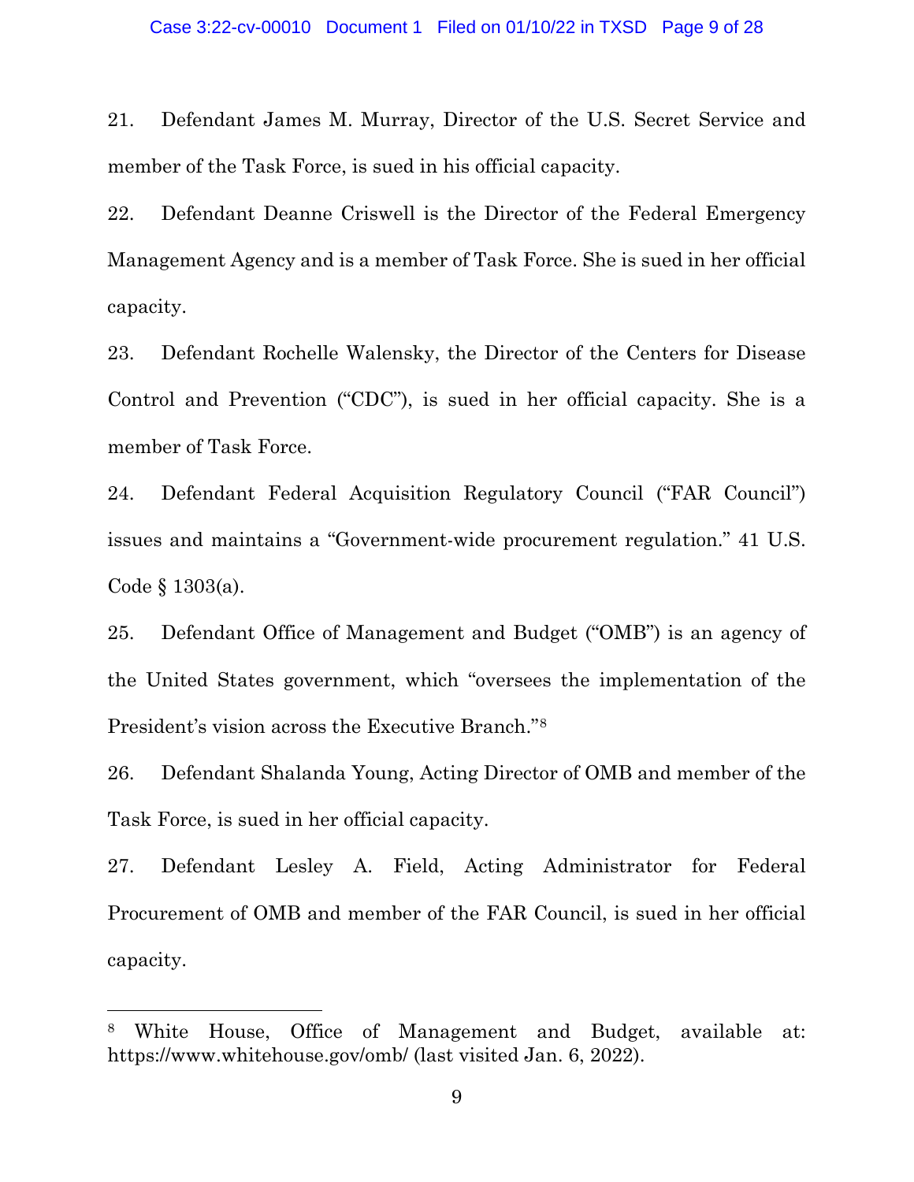21. Defendant James M. Murray, Director of the U.S. Secret Service and member of the Task Force, is sued in his official capacity.

22. Defendant Deanne Criswell is the Director of the Federal Emergency Management Agency and is a member of Task Force. She is sued in her official capacity.

23. Defendant Rochelle Walensky, the Director of the Centers for Disease Control and Prevention ("CDC"), is sued in her official capacity. She is a member of Task Force.

24. Defendant Federal Acquisition Regulatory Council ("FAR Council") issues and maintains a "Government-wide procurement regulation." 41 U.S. Code § 1303(a).

25. Defendant Office of Management and Budget ("OMB") is an agency of the United States government, which "oversees the implementation of the President's vision across the Executive Branch."[8]

26. Defendant Shalanda Young, Acting Director of OMB and member of the Task Force, is sued in her official capacity.

27. Defendant Lesley A. Field, Acting Administrator for Federal Procurement of OMB and member of the FAR Council, is sued in her official capacity.

---

[8] White House, Office of Management and Budget, available at: https://www.whitehouse.gov/omb/ (last visited Jan. 6, 2022).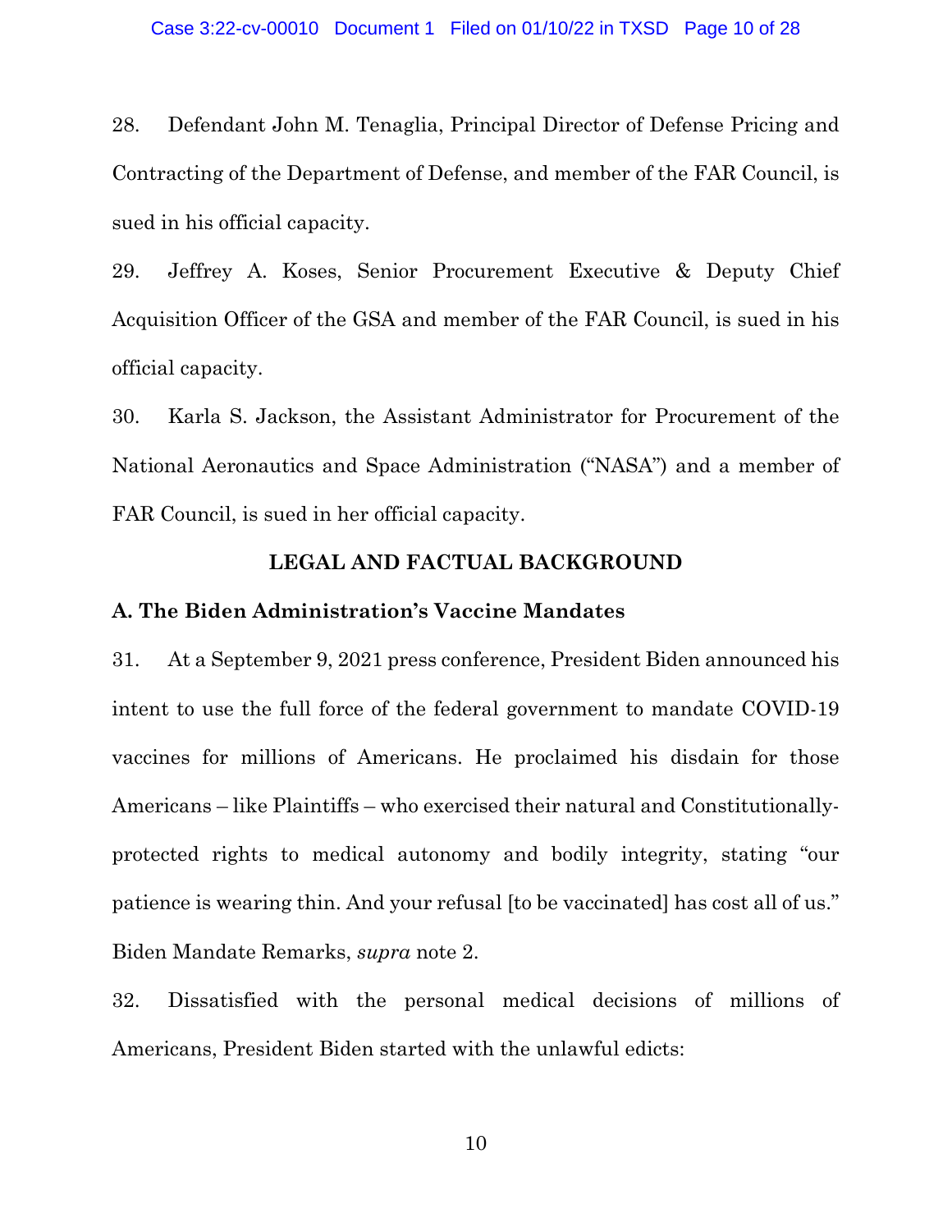28. Defendant John M. Tenaglia, Principal Director of Defense Pricing and Contracting of the Department of Defense, and member of the FAR Council, is sued in his official capacity.

29. Jeffrey A. Koses, Senior Procurement Executive & Deputy Chief Acquisition Officer of the GSA and member of the FAR Council, is sued in his official capacity.

30. Karla S. Jackson, the Assistant Administrator for Procurement of the National Aeronautics and Space Administration ("NASA") and a member of FAR Council, is sued in her official capacity.

## LEGAL AND FACTUAL BACKGROUND

### A. The Biden Administration's Vaccine Mandates

31. At a September 9, 2021 press conference, President Biden announced his intent to use the full force of the federal government to mandate COVID-19 vaccines for millions of Americans. He proclaimed his disdain for those Americans – like Plaintiffs – who exercised their natural and Constitutionally-protected rights to medical autonomy and bodily integrity, stating "our patience is wearing thin. And your refusal [to be vaccinated] has cost all of us." Biden Mandate Remarks, *supra* note 2.

32. Dissatisfied with the personal medical decisions of millions of Americans, President Biden started with the unlawful edicts: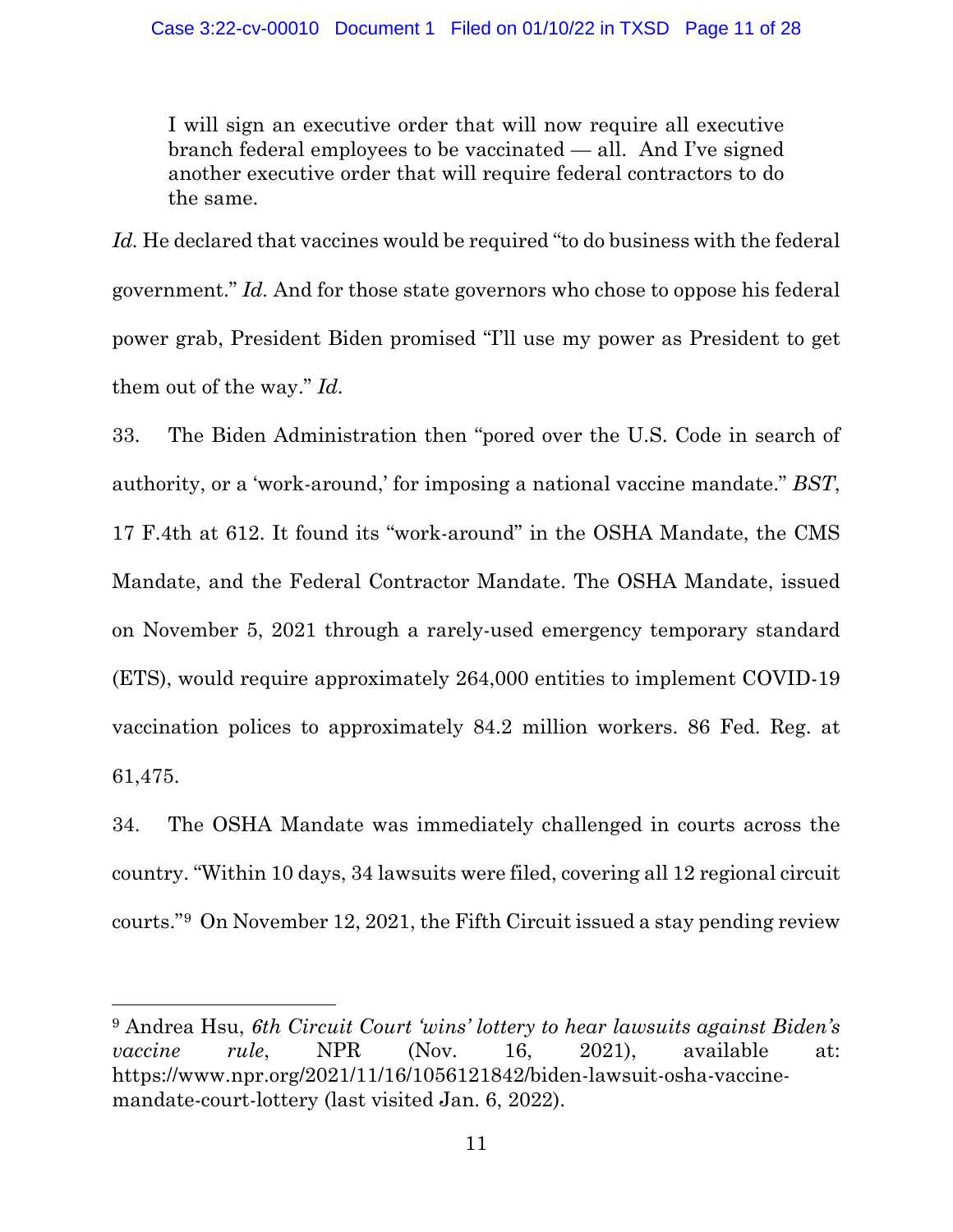> I will sign an executive order that will now require all executive branch federal employees to be vaccinated — all. And I've signed another executive order that will require federal contractors to do the same.

*Id.* He declared that vaccines would be required "to do business with the federal government." *Id.* And for those state governors who chose to oppose his federal power grab, President Biden promised "I'll use my power as President to get them out of the way." *Id.*

33. The Biden Administration then "pored over the U.S. Code in search of authority, or a 'work-around,' for imposing a national vaccine mandate." *BST*, 17 F.4th at 612. It found its "work-around" in the OSHA Mandate, the CMS Mandate, and the Federal Contractor Mandate. The OSHA Mandate, issued on November 5, 2021 through a rarely-used emergency temporary standard (ETS), would require approximately 264,000 entities to implement COVID-19 vaccination polices to approximately 84.2 million workers. 86 Fed. Reg. at 61,475.

34. The OSHA Mandate was immediately challenged in courts across the country. "Within 10 days, 34 lawsuits were filed, covering all 12 regional circuit courts."[9] On November 12, 2021, the Fifth Circuit issued a stay pending review

---

[9] Andrea Hsu, *6th Circuit Court 'wins' lottery to hear lawsuits against Biden's vaccine rule*, NPR (Nov. 16, 2021), available at: https://www.npr.org/2021/11/16/1056121842/biden-lawsuit-osha-vaccine-mandate-court-lottery (last visited Jan. 6, 2022).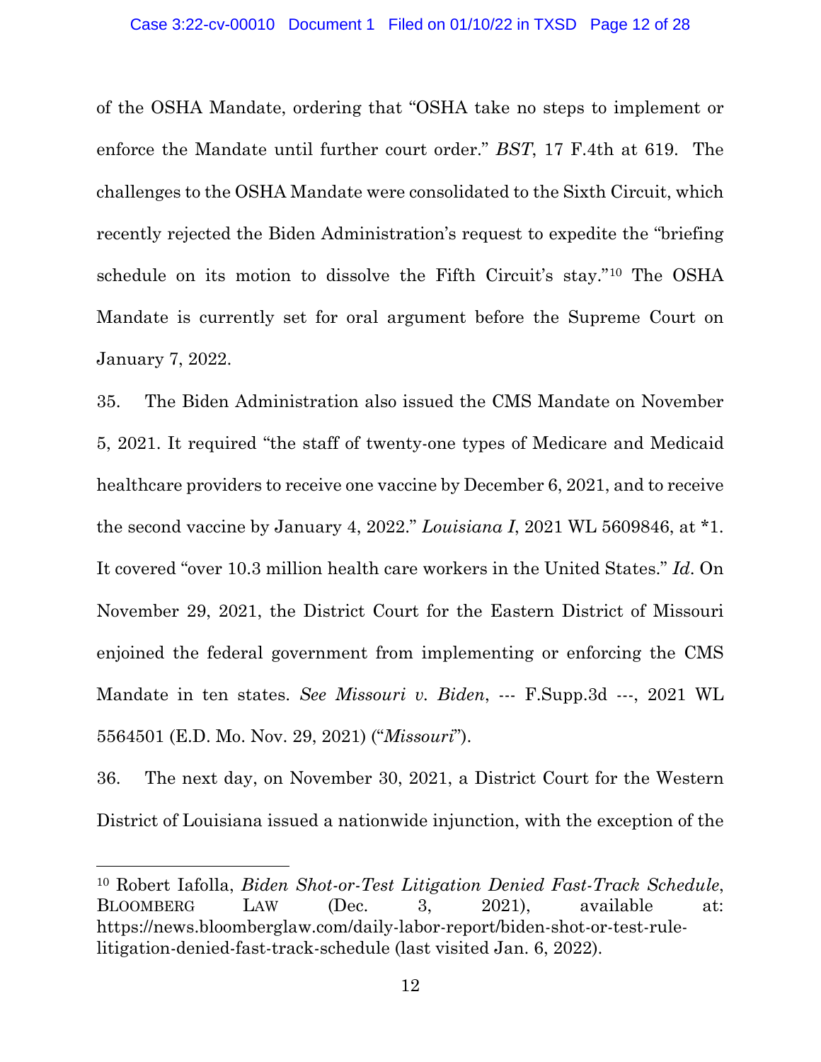of the OSHA Mandate, ordering that "OSHA take no steps to implement or enforce the Mandate until further court order." *BST*, 17 F.4th at 619. The challenges to the OSHA Mandate were consolidated to the Sixth Circuit, which recently rejected the Biden Administration's request to expedite the "briefing schedule on its motion to dissolve the Fifth Circuit's stay."[10] The OSHA Mandate is currently set for oral argument before the Supreme Court on January 7, 2022.

35. The Biden Administration also issued the CMS Mandate on November 5, 2021. It required "the staff of twenty-one types of Medicare and Medicaid healthcare providers to receive one vaccine by December 6, 2021, and to receive the second vaccine by January 4, 2022." *Louisiana I*, 2021 WL 5609846, at *1. It covered "over 10.3 million health care workers in the United States." *Id*. On November 29, 2021, the District Court for the Eastern District of Missouri enjoined the federal government from implementing or enforcing the CMS Mandate in ten states. *See Missouri v. Biden*, --- F.Supp.3d ---, 2021 WL 5564501 (E.D. Mo. Nov. 29, 2021) ("*Missouri*").

36. The next day, on November 30, 2021, a District Court for the Western District of Louisiana issued a nationwide injunction, with the exception of the

---

[10] Robert Iafolla, *Biden Shot-or-Test Litigation Denied Fast-Track Schedule*, BLOOMBERG LAW (Dec. 3, 2021), available at: https://news.bloomberglaw.com/daily-labor-report/biden-shot-or-test-rule-litigation-denied-fast-track-schedule (last visited Jan. 6, 2022).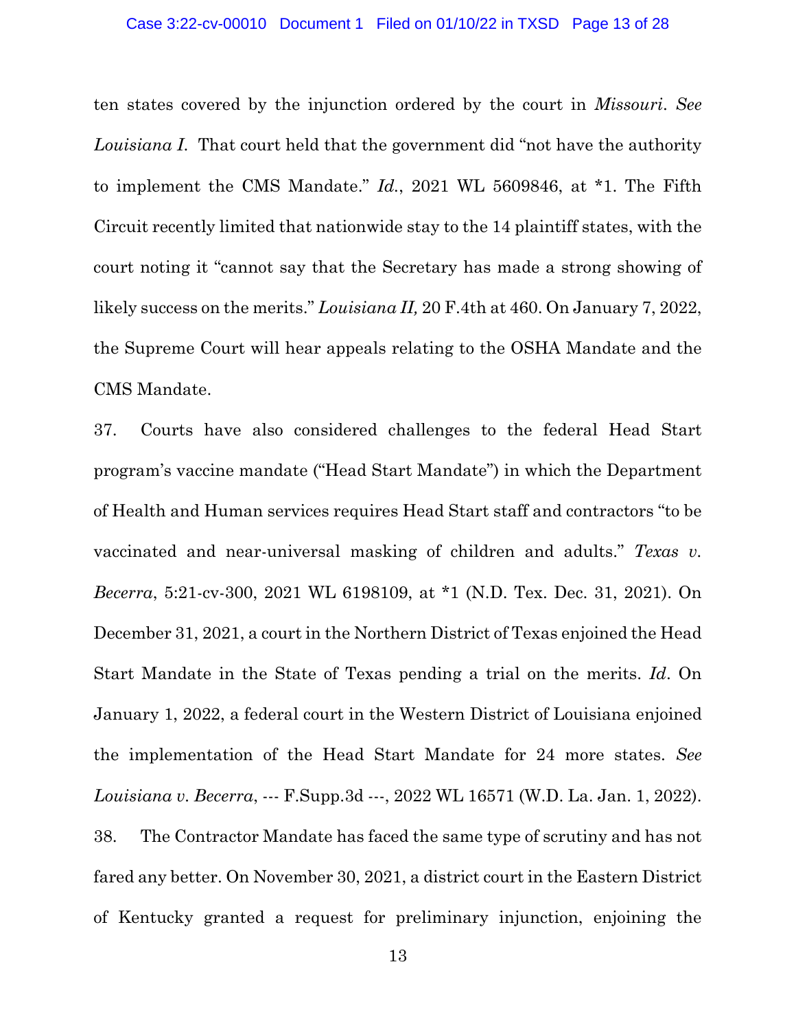ten states covered by the injunction ordered by the court in *Missouri*. *See Louisiana I.* That court held that the government did "not have the authority to implement the CMS Mandate." *Id.*, 2021 WL 5609846, at *1. The Fifth Circuit recently limited that nationwide stay to the 14 plaintiff states, with the court noting it "cannot say that the Secretary has made a strong showing of likely success on the merits." *Louisiana II,* 20 F.4th at 460. On January 7, 2022, the Supreme Court will hear appeals relating to the OSHA Mandate and the CMS Mandate.

37. Courts have also considered challenges to the federal Head Start program's vaccine mandate ("Head Start Mandate") in which the Department of Health and Human services requires Head Start staff and contractors "to be vaccinated and near-universal masking of children and adults." *Texas v. Becerra*, 5:21-cv-300, 2021 WL 6198109, at *1 (N.D. Tex. Dec. 31, 2021). On December 31, 2021, a court in the Northern District of Texas enjoined the Head Start Mandate in the State of Texas pending a trial on the merits. *Id*. On January 1, 2022, a federal court in the Western District of Louisiana enjoined the implementation of the Head Start Mandate for 24 more states. *See Louisiana v. Becerra*, --- F.Supp.3d ---, 2022 WL 16571 (W.D. La. Jan. 1, 2022).

38. The Contractor Mandate has faced the same type of scrutiny and has not fared any better. On November 30, 2021, a district court in the Eastern District of Kentucky granted a request for preliminary injunction, enjoining the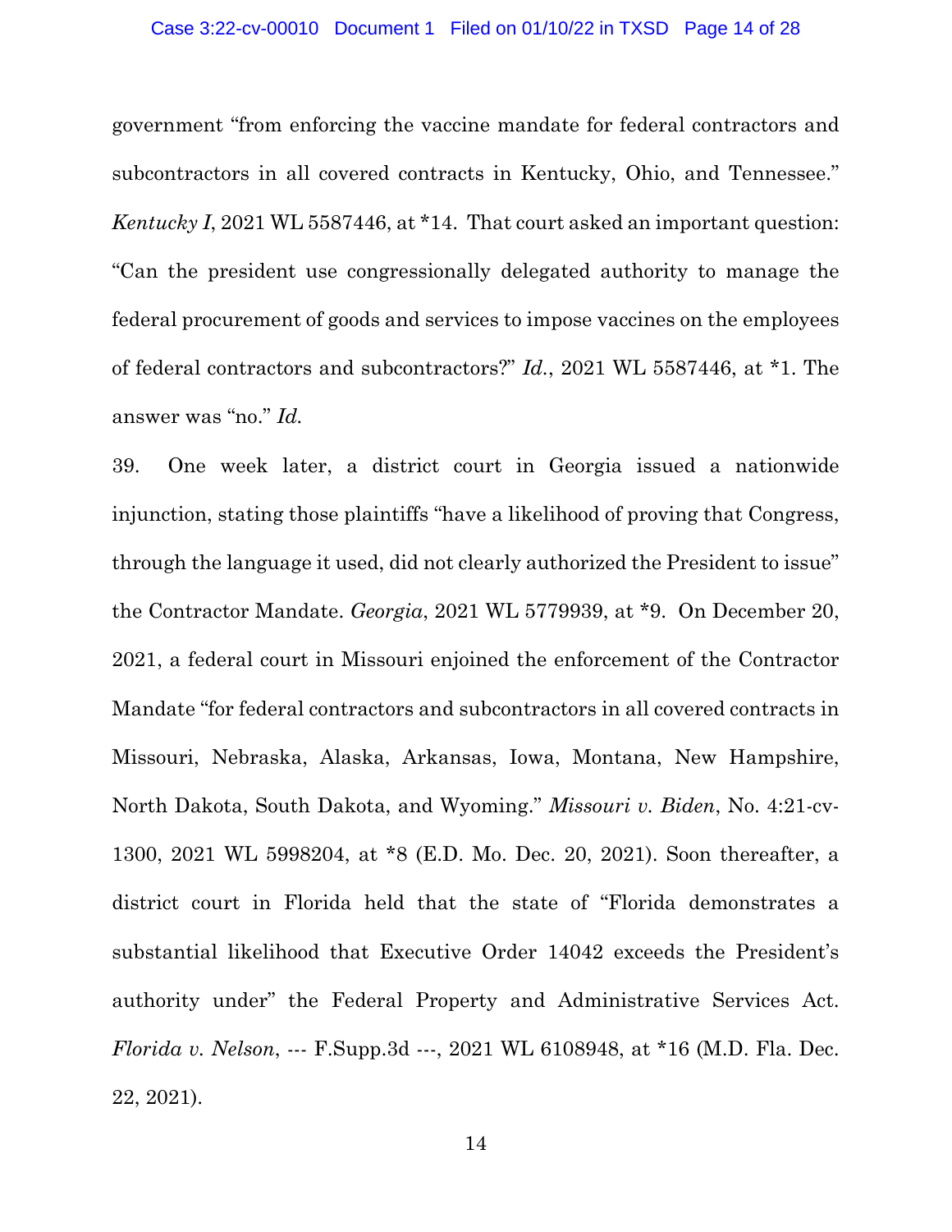government "from enforcing the vaccine mandate for federal contractors and subcontractors in all covered contracts in Kentucky, Ohio, and Tennessee." *Kentucky I*, 2021 WL 5587446, at *14. That court asked an important question: "Can the president use congressionally delegated authority to manage the federal procurement of goods and services to impose vaccines on the employees of federal contractors and subcontractors?" *Id.*, 2021 WL 5587446, at *1. The answer was "no." *Id.*

39. One week later, a district court in Georgia issued a nationwide injunction, stating those plaintiffs "have a likelihood of proving that Congress, through the language it used, did not clearly authorized the President to issue" the Contractor Mandate. *Georgia*, 2021 WL 5779939, at *9. On December 20, 2021, a federal court in Missouri enjoined the enforcement of the Contractor Mandate "for federal contractors and subcontractors in all covered contracts in Missouri, Nebraska, Alaska, Arkansas, Iowa, Montana, New Hampshire, North Dakota, South Dakota, and Wyoming." *Missouri v. Biden*, No. 4:21-cv-1300, 2021 WL 5998204, at *8 (E.D. Mo. Dec. 20, 2021). Soon thereafter, a district court in Florida held that the state of "Florida demonstrates a substantial likelihood that Executive Order 14042 exceeds the President's authority under" the Federal Property and Administrative Services Act. *Florida v. Nelson*, --- F.Supp.3d ---, 2021 WL 6108948, at *16 (M.D. Fla. Dec. 22, 2021).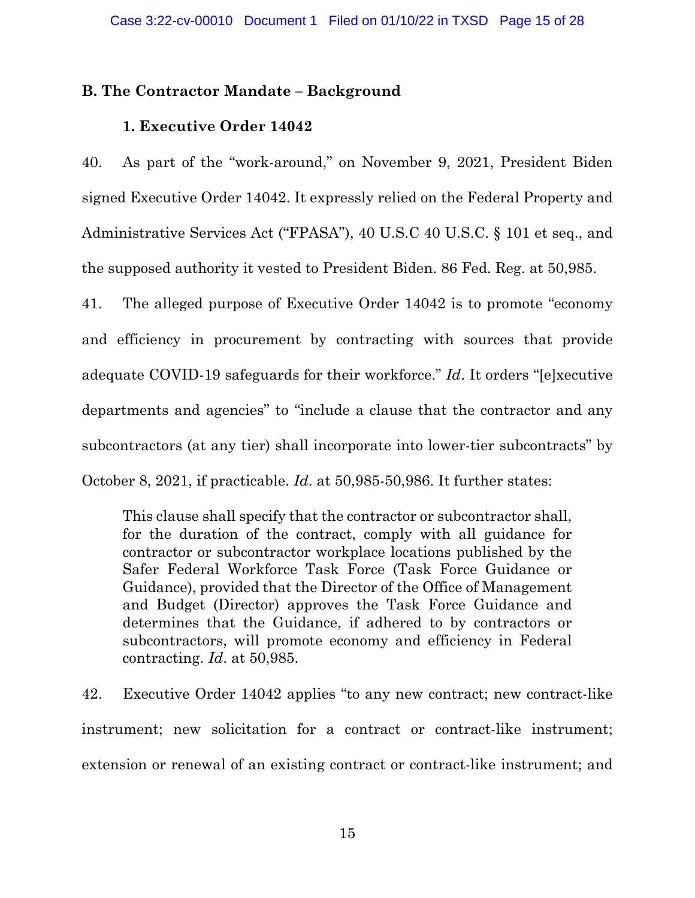## B. The Contractor Mandate – Background

### 1. Executive Order 14042

40. As part of the "work-around," on November 9, 2021, President Biden signed Executive Order 14042. It expressly relied on the Federal Property and Administrative Services Act ("FPASA"), 40 U.S.C 40 U.S.C. § 101 et seq., and the supposed authority it vested to President Biden. 86 Fed. Reg. at 50,985.

41. The alleged purpose of Executive Order 14042 is to promote "economy and efficiency in procurement by contracting with sources that provide adequate COVID-19 safeguards for their workforce." *Id*. It orders "[e]xecutive departments and agencies" to "include a clause that the contractor and any subcontractors (at any tier) shall incorporate into lower-tier subcontracts" by October 8, 2021, if practicable. *Id*. at 50,985-50,986. It further states:

> This clause shall specify that the contractor or subcontractor shall, for the duration of the contract, comply with all guidance for contractor or subcontractor workplace locations published by the Safer Federal Workforce Task Force (Task Force Guidance or Guidance), provided that the Director of the Office of Management and Budget (Director) approves the Task Force Guidance and determines that the Guidance, if adhered to by contractors or subcontractors, will promote economy and efficiency in Federal contracting. *Id*. at 50,985.

42. Executive Order 14042 applies "to any new contract; new contract-like instrument; new solicitation for a contract or contract-like instrument; extension or renewal of an existing contract or contract-like instrument; and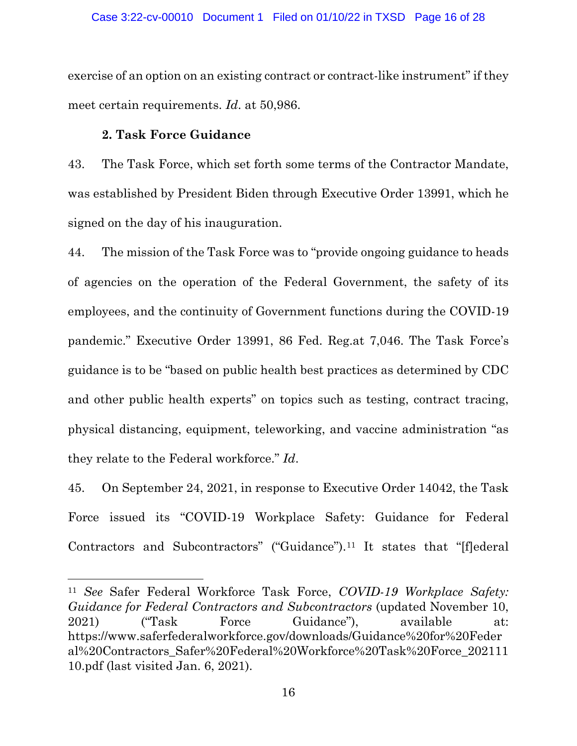exercise of an option on an existing contract or contract-like instrument" if they meet certain requirements. *Id*. at 50,986.

### 2. Task Force Guidance

43. The Task Force, which set forth some terms of the Contractor Mandate, was established by President Biden through Executive Order 13991, which he signed on the day of his inauguration.

44. The mission of the Task Force was to "provide ongoing guidance to heads of agencies on the operation of the Federal Government, the safety of its employees, and the continuity of Government functions during the COVID-19 pandemic." Executive Order 13991, 86 Fed. Reg.at 7,046. The Task Force's guidance is to be "based on public health best practices as determined by CDC and other public health experts" on topics such as testing, contract tracing, physical distancing, equipment, teleworking, and vaccine administration "as they relate to the Federal workforce." *Id*.

45. On September 24, 2021, in response to Executive Order 14042, the Task Force issued its "COVID-19 Workplace Safety: Guidance for Federal Contractors and Subcontractors" ("Guidance").[11] It states that "[f]ederal

[11] *See* Safer Federal Workforce Task Force, *COVID-19 Workplace Safety: Guidance for Federal Contractors and Subcontractors* (updated November 10, 2021) ("Task Force Guidance"), available at: https://www.saferfederalworkforce.gov/downloads/Guidance%20for%20Federal%20Contractors_Safer%20Federal%20Workforce%20Task%20Force_20211110.pdf (last visited Jan. 6, 2021).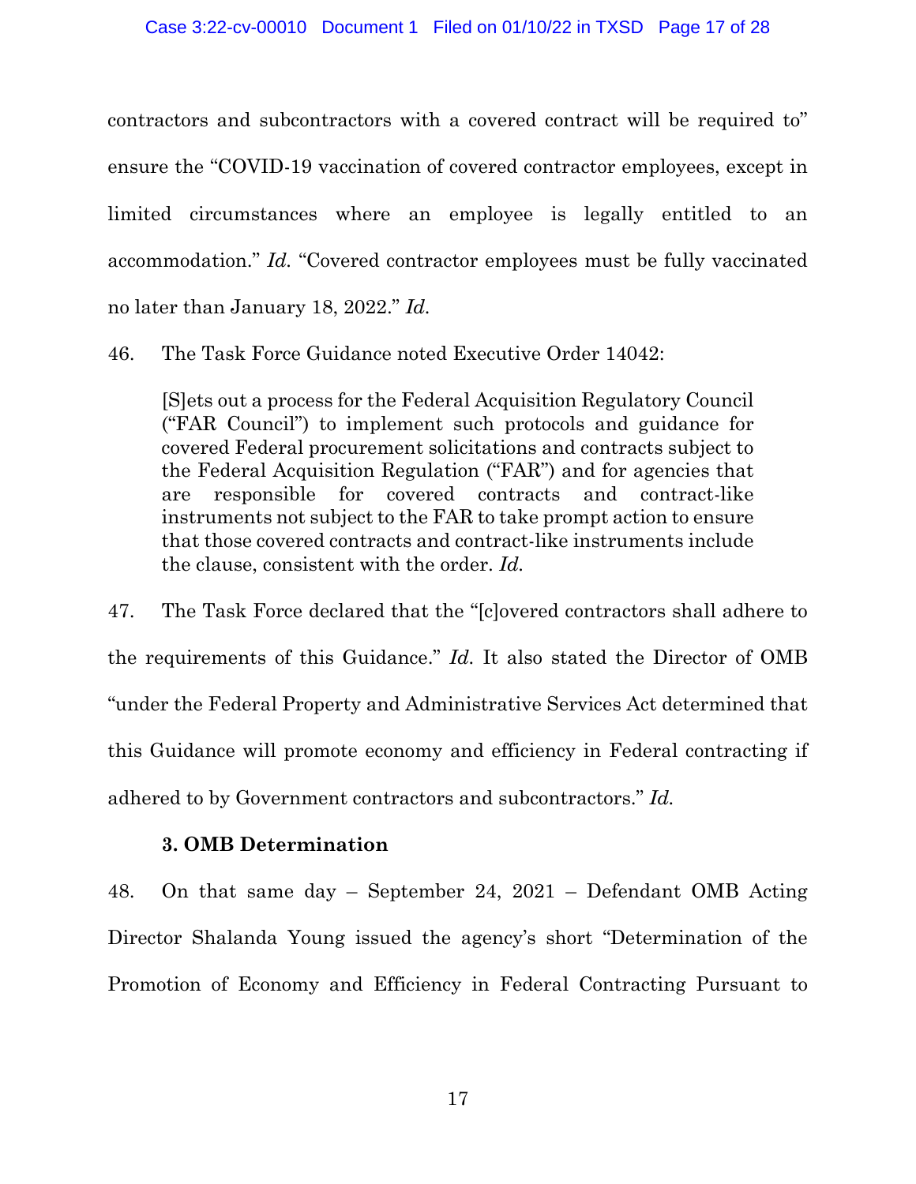contractors and subcontractors with a covered contract will be required to" ensure the "COVID-19 vaccination of covered contractor employees, except in limited circumstances where an employee is legally entitled to an accommodation." *Id.* "Covered contractor employees must be fully vaccinated no later than January 18, 2022." *Id.*

46. The Task Force Guidance noted Executive Order 14042:

> [S]ets out a process for the Federal Acquisition Regulatory Council ("FAR Council") to implement such protocols and guidance for covered Federal procurement solicitations and contracts subject to the Federal Acquisition Regulation ("FAR") and for agencies that are responsible for covered contracts and contract-like instruments not subject to the FAR to take prompt action to ensure that those covered contracts and contract-like instruments include the clause, consistent with the order. *Id.*

47. The Task Force declared that the "[c]overed contractors shall adhere to the requirements of this Guidance." *Id.* It also stated the Director of OMB "under the Federal Property and Administrative Services Act determined that this Guidance will promote economy and efficiency in Federal contracting if adhered to by Government contractors and subcontractors." *Id.*

**3. OMB Determination**

48. On that same day – September 24, 2021 – Defendant OMB Acting Director Shalanda Young issued the agency's short "Determination of the Promotion of Economy and Efficiency in Federal Contracting Pursuant to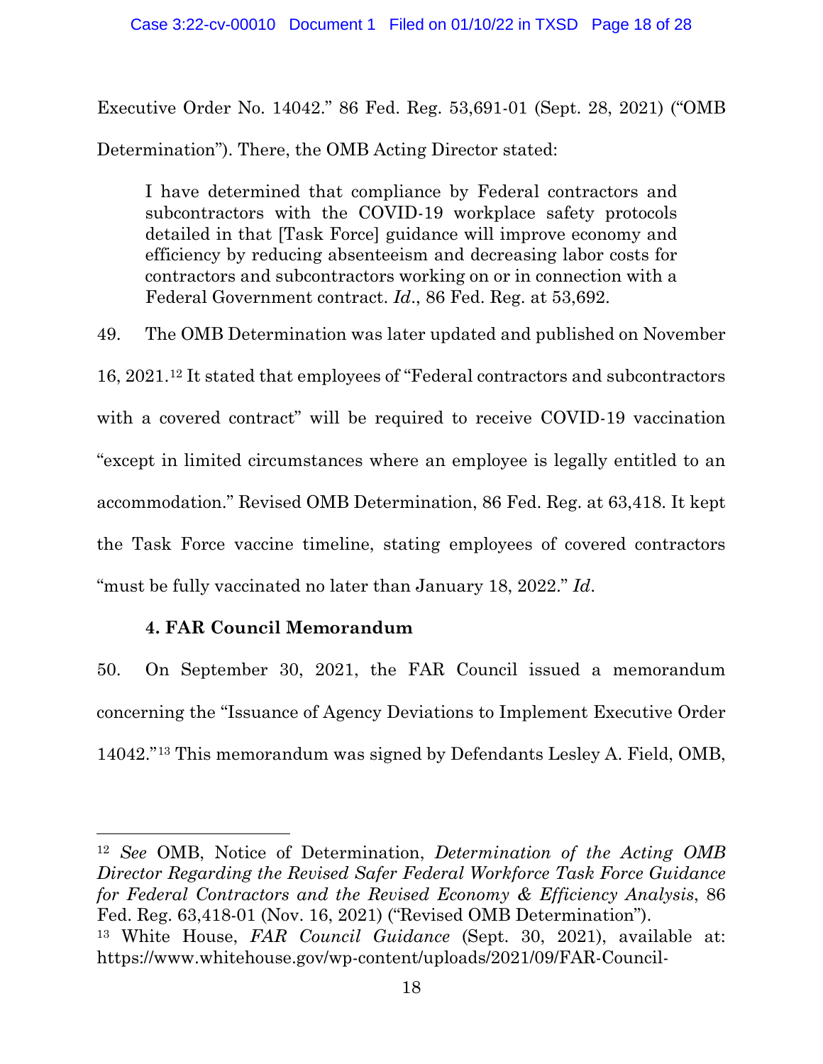Executive Order No. 14042." 86 Fed. Reg. 53,691-01 (Sept. 28, 2021) ("OMB Determination"). There, the OMB Acting Director stated:

> I have determined that compliance by Federal contractors and subcontractors with the COVID-19 workplace safety protocols detailed in that [Task Force] guidance will improve economy and efficiency by reducing absenteeism and decreasing labor costs for contractors and subcontractors working on or in connection with a Federal Government contract. *Id*., 86 Fed. Reg. at 53,692.

49. The OMB Determination was later updated and published on November 16, 2021.[12] It stated that employees of "Federal contractors and subcontractors with a covered contract" will be required to receive COVID-19 vaccination "except in limited circumstances where an employee is legally entitled to an accommodation." Revised OMB Determination, 86 Fed. Reg. at 63,418. It kept the Task Force vaccine timeline, stating employees of covered contractors "must be fully vaccinated no later than January 18, 2022." *Id*.

**4. FAR Council Memorandum**

50. On September 30, 2021, the FAR Council issued a memorandum concerning the "Issuance of Agency Deviations to Implement Executive Order 14042."[13] This memorandum was signed by Defendants Lesley A. Field, OMB,

---

[12] *See* OMB, Notice of Determination, *Determination of the Acting OMB Director Regarding the Revised Safer Federal Workforce Task Force Guidance for Federal Contractors and the Revised Economy & Efficiency Analysis*, 86 Fed. Reg. 63,418-01 (Nov. 16, 2021) ("Revised OMB Determination").

[13] White House, *FAR Council Guidance* (Sept. 30, 2021), available at: https://www.whitehouse.gov/wp-content/uploads/2021/09/FAR-Council-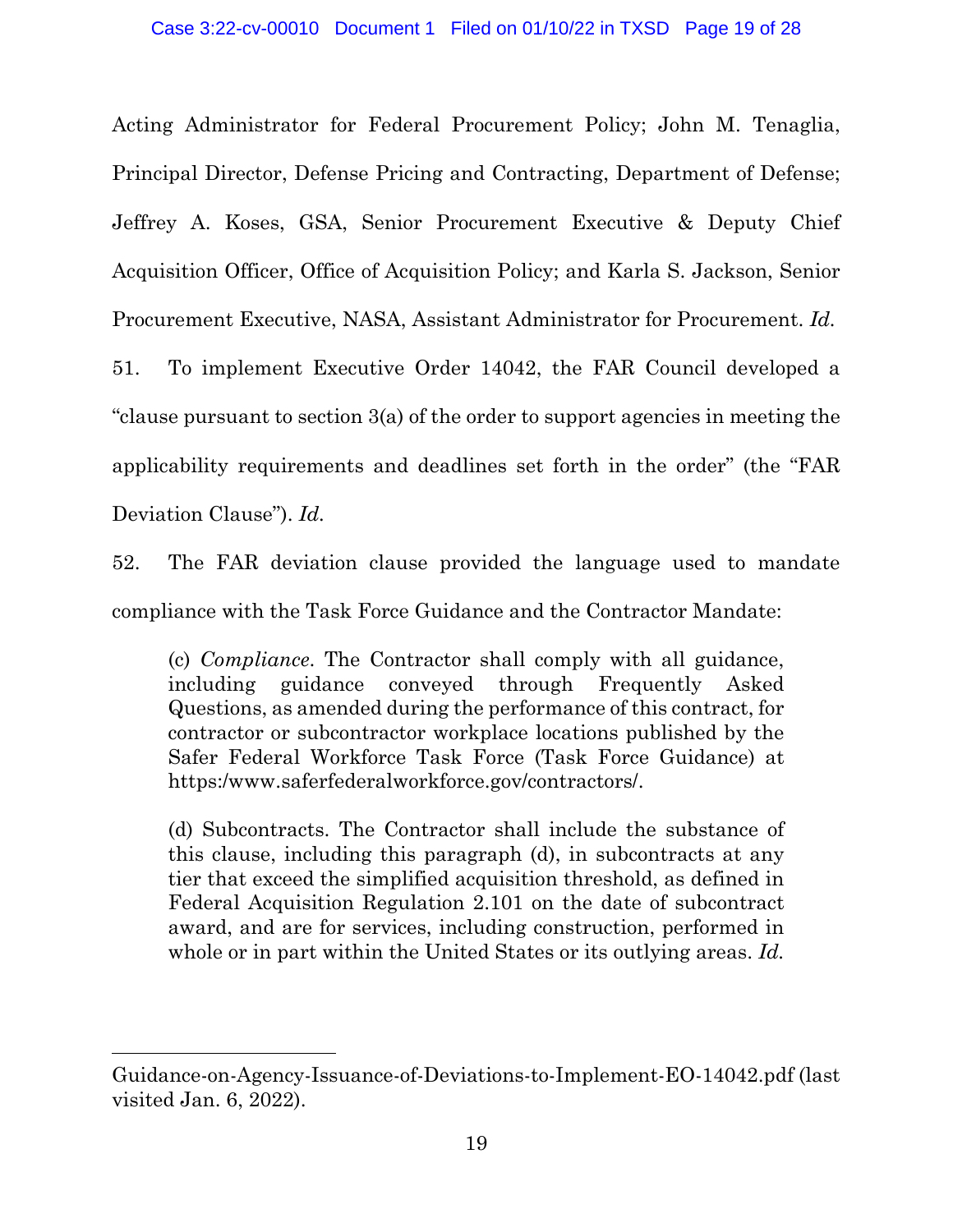Acting Administrator for Federal Procurement Policy; John M. Tenaglia, Principal Director, Defense Pricing and Contracting, Department of Defense; Jeffrey A. Koses, GSA, Senior Procurement Executive & Deputy Chief Acquisition Officer, Office of Acquisition Policy; and Karla S. Jackson, Senior Procurement Executive, NASA, Assistant Administrator for Procurement. *Id.*

51. To implement Executive Order 14042, the FAR Council developed a "clause pursuant to section 3(a) of the order to support agencies in meeting the applicability requirements and deadlines set forth in the order" (the "FAR Deviation Clause"). *Id.*

52. The FAR deviation clause provided the language used to mandate compliance with the Task Force Guidance and the Contractor Mandate:

> (c) *Compliance*. The Contractor shall comply with all guidance, including guidance conveyed through Frequently Asked Questions, as amended during the performance of this contract, for contractor or subcontractor workplace locations published by the Safer Federal Workforce Task Force (Task Force Guidance) at https:/www.saferfederalworkforce.gov/contractors/.
>
> (d) Subcontracts. The Contractor shall include the substance of this clause, including this paragraph (d), in subcontracts at any tier that exceed the simplified acquisition threshold, as defined in Federal Acquisition Regulation 2.101 on the date of subcontract award, and are for services, including construction, performed in whole or in part within the United States or its outlying areas. *Id.*

---

Guidance-on-Agency-Issuance-of-Deviations-to-Implement-EO-14042.pdf (last visited Jan. 6, 2022).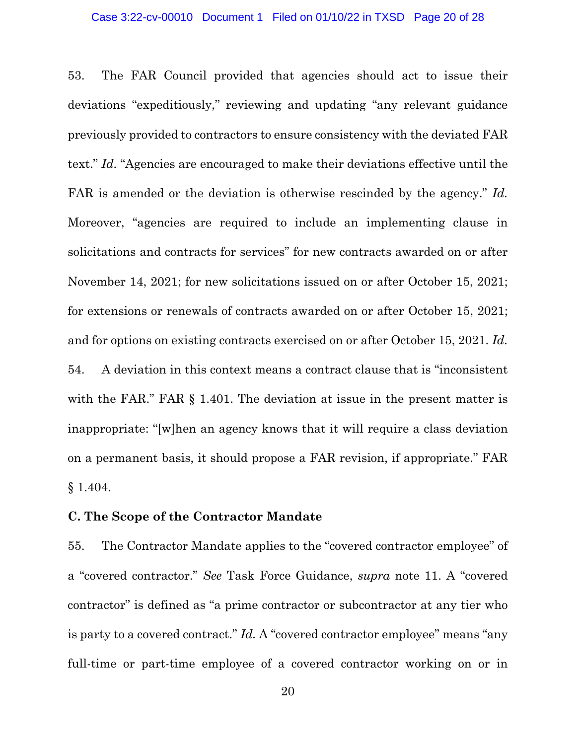53. The FAR Council provided that agencies should act to issue their deviations "expeditiously," reviewing and updating "any relevant guidance previously provided to contractors to ensure consistency with the deviated FAR text." *Id.* "Agencies are encouraged to make their deviations effective until the FAR is amended or the deviation is otherwise rescinded by the agency." *Id.* Moreover, "agencies are required to include an implementing clause in solicitations and contracts for services" for new contracts awarded on or after November 14, 2021; for new solicitations issued on or after October 15, 2021; for extensions or renewals of contracts awarded on or after October 15, 2021; and for options on existing contracts exercised on or after October 15, 2021. *Id.*

54. A deviation in this context means a contract clause that is "inconsistent with the FAR." FAR § 1.401. The deviation at issue in the present matter is inappropriate: "[w]hen an agency knows that it will require a class deviation on a permanent basis, it should propose a FAR revision, if appropriate." FAR § 1.404.

**C. The Scope of the Contractor Mandate**

55. The Contractor Mandate applies to the "covered contractor employee" of a "covered contractor." *See* Task Force Guidance, *supra* note 11. A "covered contractor" is defined as "a prime contractor or subcontractor at any tier who is party to a covered contract." *Id.* A "covered contractor employee" means "any full-time or part-time employee of a covered contractor working on or in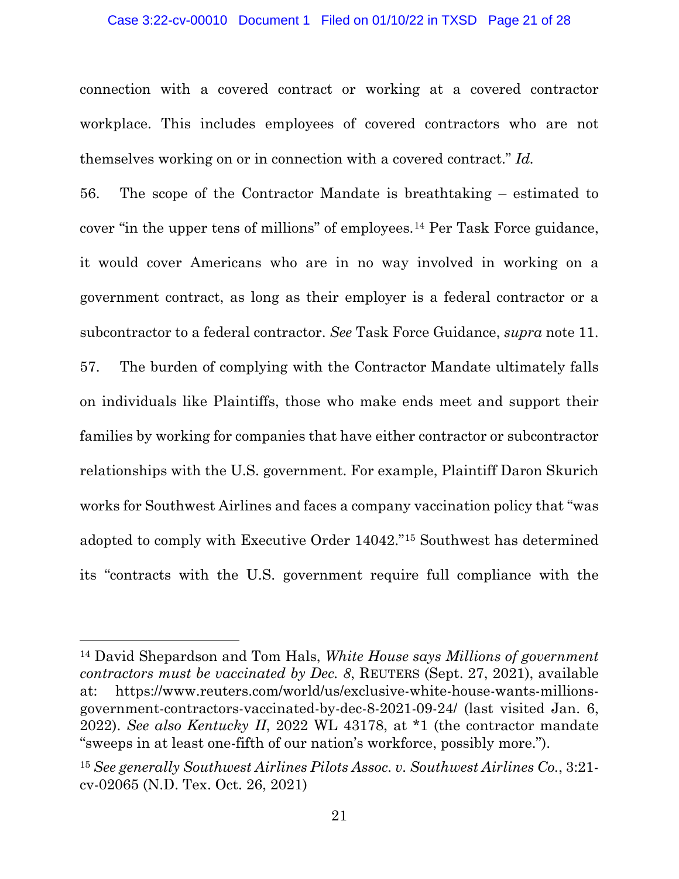connection with a covered contract or working at a covered contractor workplace. This includes employees of covered contractors who are not themselves working on or in connection with a covered contract." *Id.*

56. The scope of the Contractor Mandate is breathtaking – estimated to cover "in the upper tens of millions" of employees.[14] Per Task Force guidance, it would cover Americans who are in no way involved in working on a government contract, as long as their employer is a federal contractor or a subcontractor to a federal contractor. *See* Task Force Guidance, *supra* note 11.

57. The burden of complying with the Contractor Mandate ultimately falls on individuals like Plaintiffs, those who make ends meet and support their families by working for companies that have either contractor or subcontractor relationships with the U.S. government. For example, Plaintiff Daron Skurich works for Southwest Airlines and faces a company vaccination policy that "was adopted to comply with Executive Order 14042."[15] Southwest has determined its "contracts with the U.S. government require full compliance with the

---

[14] David Shepardson and Tom Hals, *White House says Millions of government contractors must be vaccinated by Dec. 8*, REUTERS (Sept. 27, 2021), available at: https://www.reuters.com/world/us/exclusive-white-house-wants-millions-government-contractors-vaccinated-by-dec-8-2021-09-24/ (last visited Jan. 6, 2022). *See also Kentucky II*, 2022 WL 43178, at *1 (the contractor mandate "sweeps in at least one-fifth of our nation's workforce, possibly more.").

[15] *See generally Southwest Airlines Pilots Assoc. v. Southwest Airlines Co.*, 3:21-cv-02065 (N.D. Tex. Oct. 26, 2021)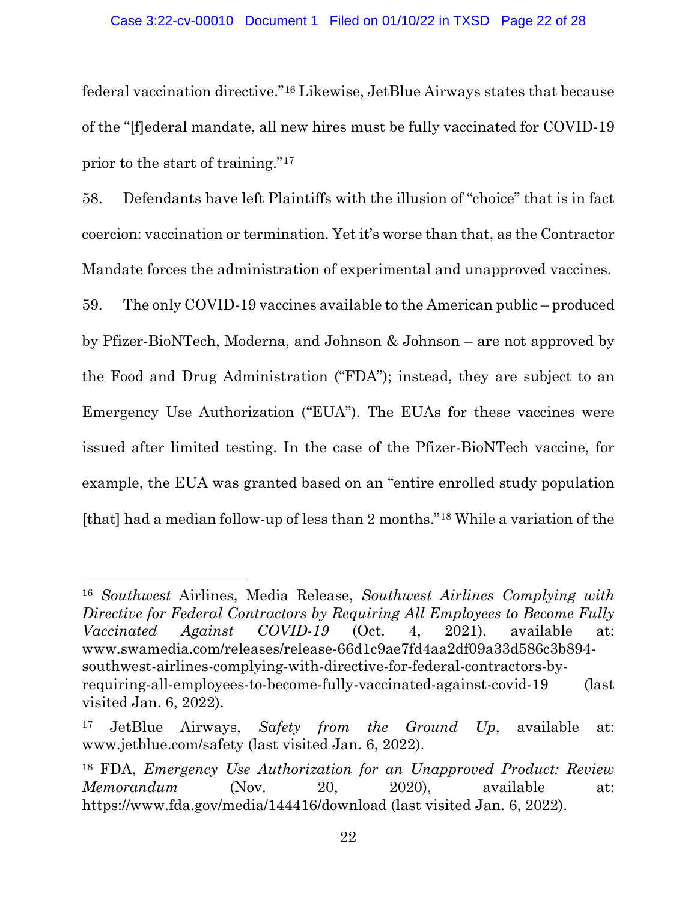federal vaccination directive."[16] Likewise, JetBlue Airways states that because of the "[f]ederal mandate, all new hires must be fully vaccinated for COVID-19 prior to the start of training."[17]

58. Defendants have left Plaintiffs with the illusion of "choice" that is in fact coercion: vaccination or termination. Yet it's worse than that, as the Contractor Mandate forces the administration of experimental and unapproved vaccines.

59. The only COVID-19 vaccines available to the American public – produced by Pfizer-BioNTech, Moderna, and Johnson & Johnson – are not approved by the Food and Drug Administration ("FDA"); instead, they are subject to an Emergency Use Authorization ("EUA"). The EUAs for these vaccines were issued after limited testing. In the case of the Pfizer-BioNTech vaccine, for example, the EUA was granted based on an "entire enrolled study population [that] had a median follow-up of less than 2 months."[18] While a variation of the

---

[16] *Southwest* Airlines, Media Release, *Southwest Airlines Complying with Directive for Federal Contractors by Requiring All Employees to Become Fully Vaccinated Against COVID-19* (Oct. 4, 2021), available at: www.swamedia.com/releases/release-66d1c9ae7fd4aa2df09a33d586c3b894-southwest-airlines-complying-with-directive-for-federal-contractors-by-requiring-all-employees-to-become-fully-vaccinated-against-covid-19 (last visited Jan. 6, 2022).

[17] JetBlue Airways, *Safety from the Ground Up*, available at: www.jetblue.com/safety (last visited Jan. 6, 2022).

[18] FDA, *Emergency Use Authorization for an Unapproved Product: Review Memorandum* (Nov. 20, 2020), available at: https://www.fda.gov/media/144416/download (last visited Jan. 6, 2022).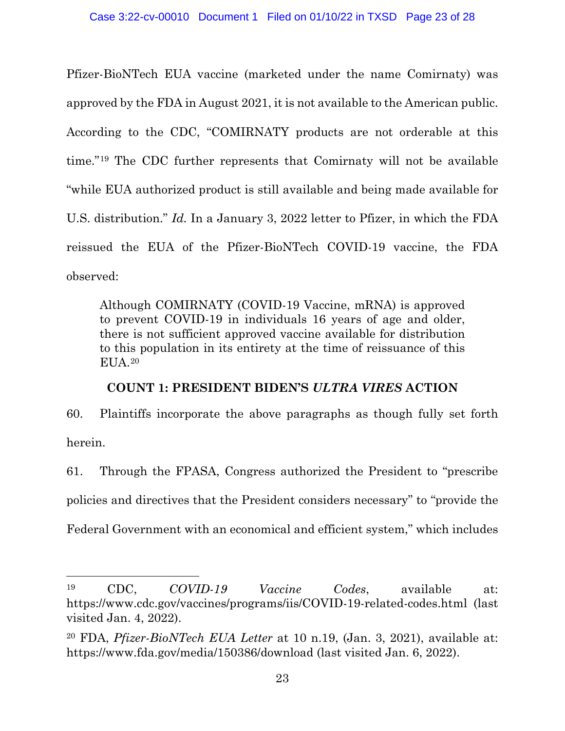Pfizer-BioNTech EUA vaccine (marketed under the name Comirnaty) was approved by the FDA in August 2021, it is not available to the American public. According to the CDC, "COMIRNATY products are not orderable at this time."[19] The CDC further represents that Comirnaty will not be available "while EUA authorized product is still available and being made available for U.S. distribution." *Id.* In a January 3, 2022 letter to Pfizer, in which the FDA reissued the EUA of the Pfizer-BioNTech COVID-19 vaccine, the FDA observed:

> Although COMIRNATY (COVID-19 Vaccine, mRNA) is approved to prevent COVID-19 in individuals 16 years of age and older, there is not sufficient approved vaccine available for distribution to this population in its entirety at the time of reissuance of this EUA.[20]

## COUNT 1: PRESIDENT BIDEN'S *ULTRA VIRES* ACTION

60. Plaintiffs incorporate the above paragraphs as though fully set forth herein.

61. Through the FPASA, Congress authorized the President to "prescribe policies and directives that the President considers necessary" to "provide the Federal Government with an economical and efficient system," which includes

---

[19] CDC, *COVID-19 Vaccine Codes*, available at: https://www.cdc.gov/vaccines/programs/iis/COVID-19-related-codes.html (last visited Jan. 4, 2022).

[20] FDA, *Pfizer-BioNTech EUA Letter* at 10 n.19, (Jan. 3, 2021), available at: https://www.fda.gov/media/150386/download (last visited Jan. 6, 2022).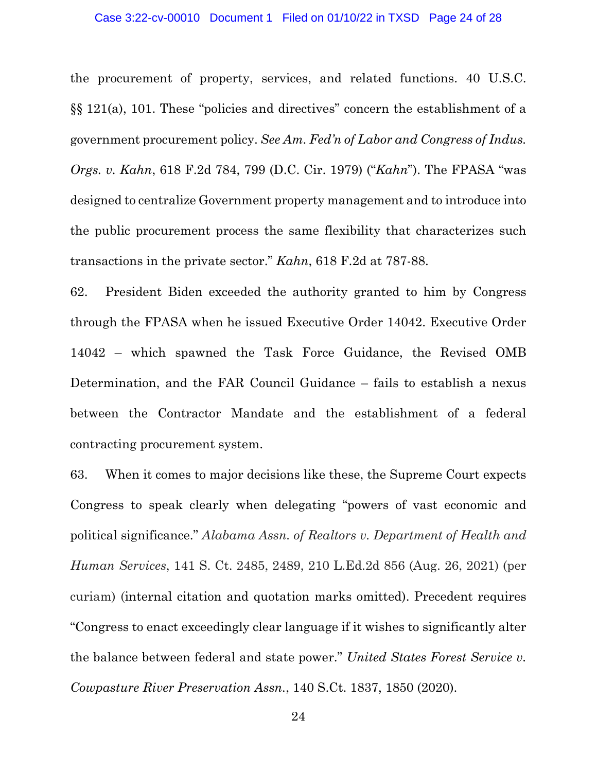the procurement of property, services, and related functions. 40 U.S.C. §§ 121(a), 101. These "policies and directives" concern the establishment of a government procurement policy. *See Am. Fed'n of Labor and Congress of Indus. Orgs. v. Kahn*, 618 F.2d 784, 799 (D.C. Cir. 1979) ("*Kahn*"). The FPASA "was designed to centralize Government property management and to introduce into the public procurement process the same flexibility that characterizes such transactions in the private sector." *Kahn*, 618 F.2d at 787-88.

62. President Biden exceeded the authority granted to him by Congress through the FPASA when he issued Executive Order 14042. Executive Order 14042 – which spawned the Task Force Guidance, the Revised OMB Determination, and the FAR Council Guidance – fails to establish a nexus between the Contractor Mandate and the establishment of a federal contracting procurement system.

63. When it comes to major decisions like these, the Supreme Court expects Congress to speak clearly when delegating "powers of vast economic and political significance." *Alabama Assn. of Realtors v. Department of Health and Human Services*, 141 S. Ct. 2485, 2489, 210 L.Ed.2d 856 (Aug. 26, 2021) (per curiam) (internal citation and quotation marks omitted). Precedent requires "Congress to enact exceedingly clear language if it wishes to significantly alter the balance between federal and state power." *United States Forest Service v. Cowpasture River Preservation Assn.*, 140 S.Ct. 1837, 1850 (2020).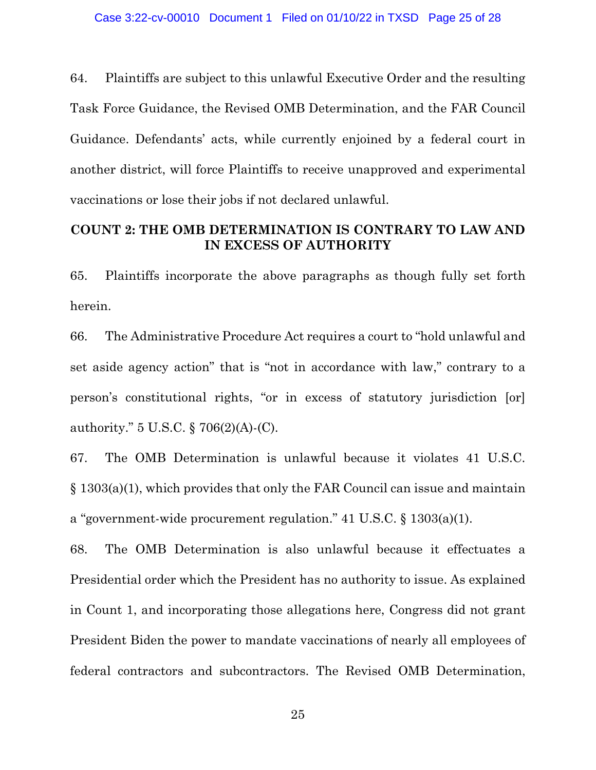64. Plaintiffs are subject to this unlawful Executive Order and the resulting Task Force Guidance, the Revised OMB Determination, and the FAR Council Guidance. Defendants' acts, while currently enjoined by a federal court in another district, will force Plaintiffs to receive unapproved and experimental vaccinations or lose their jobs if not declared unlawful.

## COUNT 2: THE OMB DETERMINATION IS CONTRARY TO LAW AND IN EXCESS OF AUTHORITY

65. Plaintiffs incorporate the above paragraphs as though fully set forth herein.

66. The Administrative Procedure Act requires a court to "hold unlawful and set aside agency action" that is "not in accordance with law," contrary to a person's constitutional rights, "or in excess of statutory jurisdiction [or] authority." 5 U.S.C. § 706(2)(A)-(C).

67. The OMB Determination is unlawful because it violates 41 U.S.C. § 1303(a)(1), which provides that only the FAR Council can issue and maintain a "government-wide procurement regulation." 41 U.S.C. § 1303(a)(1).

68. The OMB Determination is also unlawful because it effectuates a Presidential order which the President has no authority to issue. As explained in Count 1, and incorporating those allegations here, Congress did not grant President Biden the power to mandate vaccinations of nearly all employees of federal contractors and subcontractors. The Revised OMB Determination,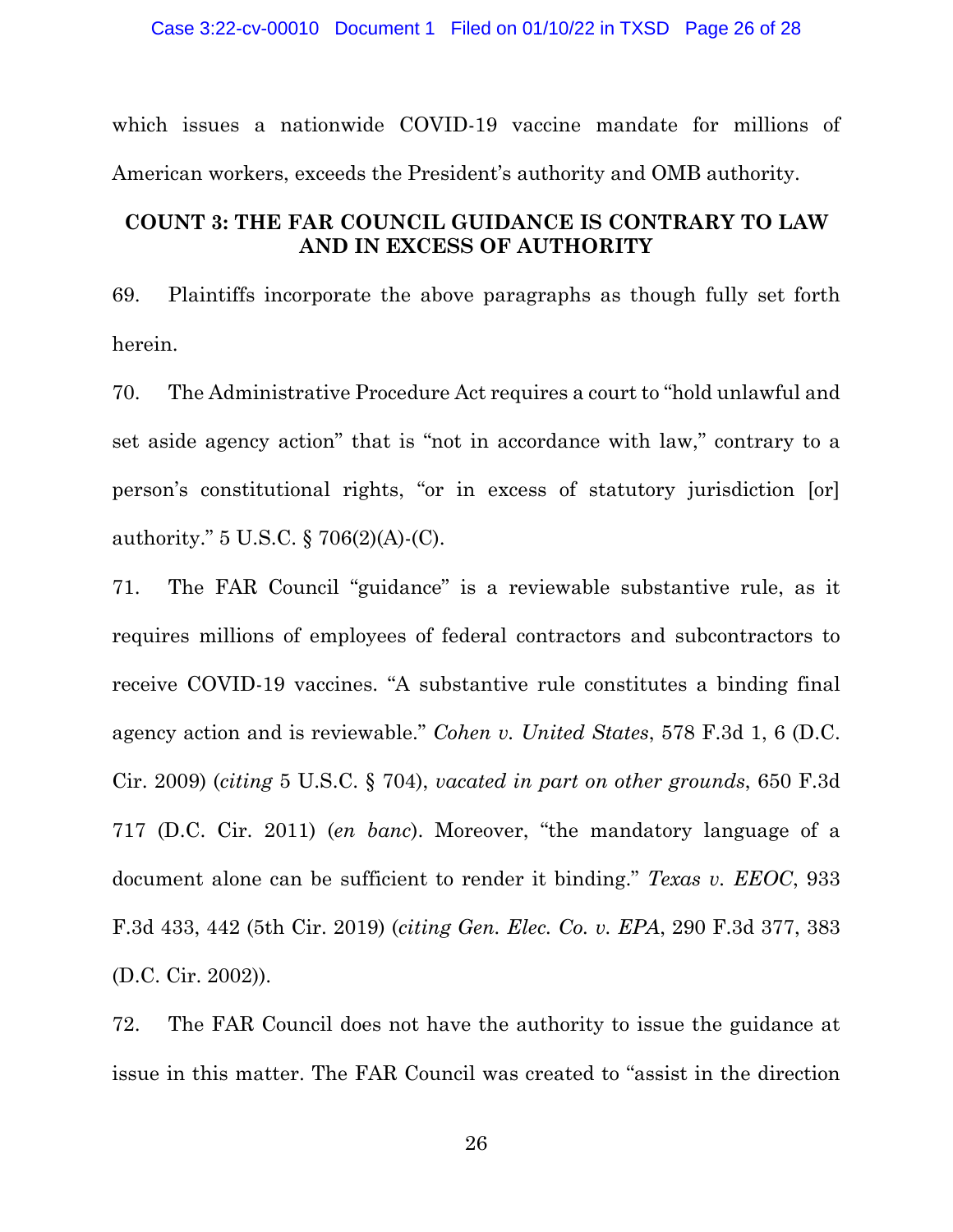which issues a nationwide COVID-19 vaccine mandate for millions of American workers, exceeds the President's authority and OMB authority.

## COUNT 3: THE FAR COUNCIL GUIDANCE IS CONTRARY TO LAW AND IN EXCESS OF AUTHORITY

69. Plaintiffs incorporate the above paragraphs as though fully set forth herein.

70. The Administrative Procedure Act requires a court to "hold unlawful and set aside agency action" that is "not in accordance with law," contrary to a person's constitutional rights, "or in excess of statutory jurisdiction [or] authority." 5 U.S.C. § 706(2)(A)-(C).

71. The FAR Council "guidance" is a reviewable substantive rule, as it requires millions of employees of federal contractors and subcontractors to receive COVID-19 vaccines. "A substantive rule constitutes a binding final agency action and is reviewable." *Cohen v. United States*, 578 F.3d 1, 6 (D.C. Cir. 2009) (*citing* 5 U.S.C. § 704), *vacated in part on other grounds*, 650 F.3d 717 (D.C. Cir. 2011) (*en banc*). Moreover, "the mandatory language of a document alone can be sufficient to render it binding." *Texas v. EEOC*, 933 F.3d 433, 442 (5th Cir. 2019) (*citing Gen. Elec. Co. v. EPA*, 290 F.3d 377, 383 (D.C. Cir. 2002)).

72. The FAR Council does not have the authority to issue the guidance at issue in this matter. The FAR Council was created to "assist in the direction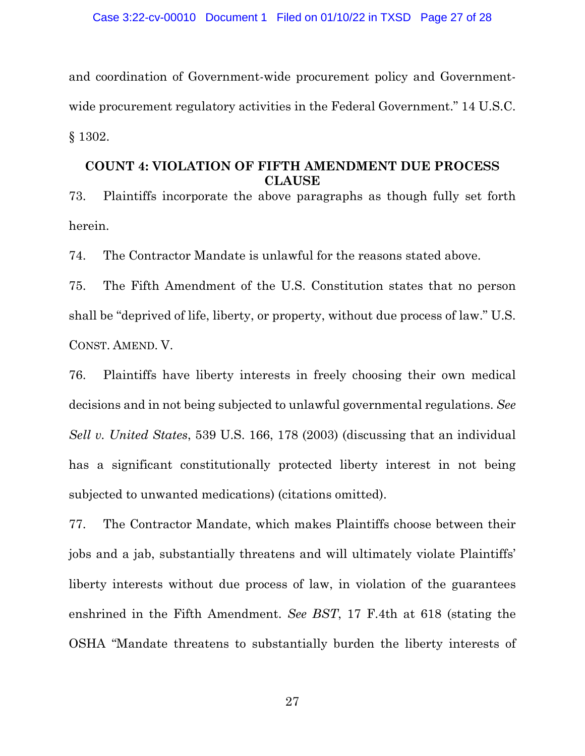and coordination of Government-wide procurement policy and Government-wide procurement regulatory activities in the Federal Government." 14 U.S.C. § 1302.

**COUNT 4: VIOLATION OF FIFTH AMENDMENT DUE PROCESS CLAUSE**

73. Plaintiffs incorporate the above paragraphs as though fully set forth herein.

74. The Contractor Mandate is unlawful for the reasons stated above.

75. The Fifth Amendment of the U.S. Constitution states that no person shall be "deprived of life, liberty, or property, without due process of law." U.S. CONST. AMEND. V.

76. Plaintiffs have liberty interests in freely choosing their own medical decisions and in not being subjected to unlawful governmental regulations. *See Sell v. United States*, 539 U.S. 166, 178 (2003) (discussing that an individual has a significant constitutionally protected liberty interest in not being subjected to unwanted medications) (citations omitted).

77. The Contractor Mandate, which makes Plaintiffs choose between their jobs and a jab, substantially threatens and will ultimately violate Plaintiffs' liberty interests without due process of law, in violation of the guarantees enshrined in the Fifth Amendment. *See BST*, 17 F.4th at 618 (stating the OSHA "Mandate threatens to substantially burden the liberty interests of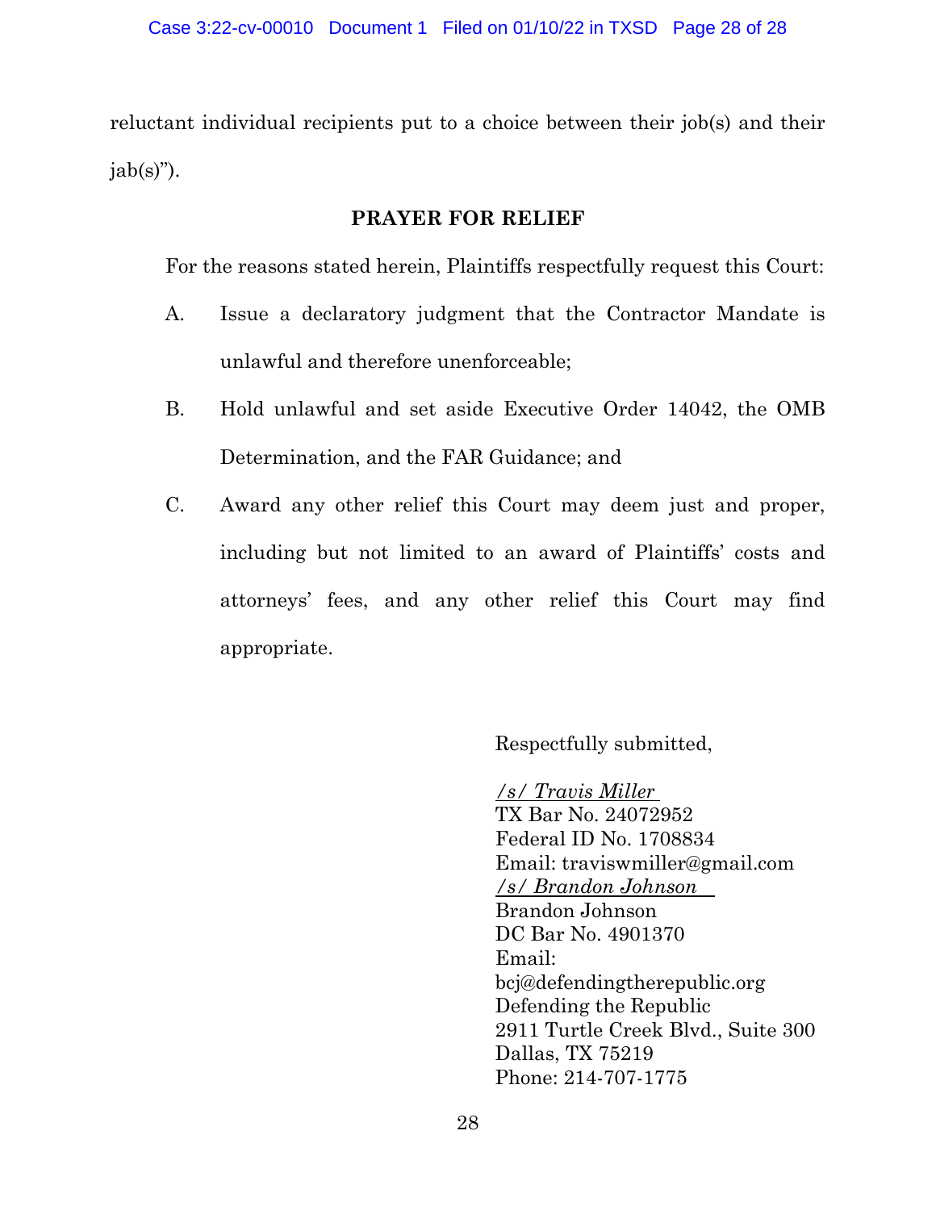reluctant individual recipients put to a choice between their job(s) and their jab(s)").

## PRAYER FOR RELIEF

For the reasons stated herein, Plaintiffs respectfully request this Court:

A. Issue a declaratory judgment that the Contractor Mandate is unlawful and therefore unenforceable;

B. Hold unlawful and set aside Executive Order 14042, the OMB Determination, and the FAR Guidance; and

C. Award any other relief this Court may deem just and proper, including but not limited to an award of Plaintiffs' costs and attorneys' fees, and any other relief this Court may find appropriate.

Respectfully submitted,

*/s/ Travis Miller*
TX Bar No. 24072952
Federal ID No. 1708834
Email: traviswmiller@gmail.com
*/s/ Brandon Johnson*
Brandon Johnson
DC Bar No. 4901370
Email:
bcj@defendingtherepublic.org
Defending the Republic
2911 Turtle Creek Blvd., Suite 300
Dallas, TX 75219
Phone: 214-707-1775